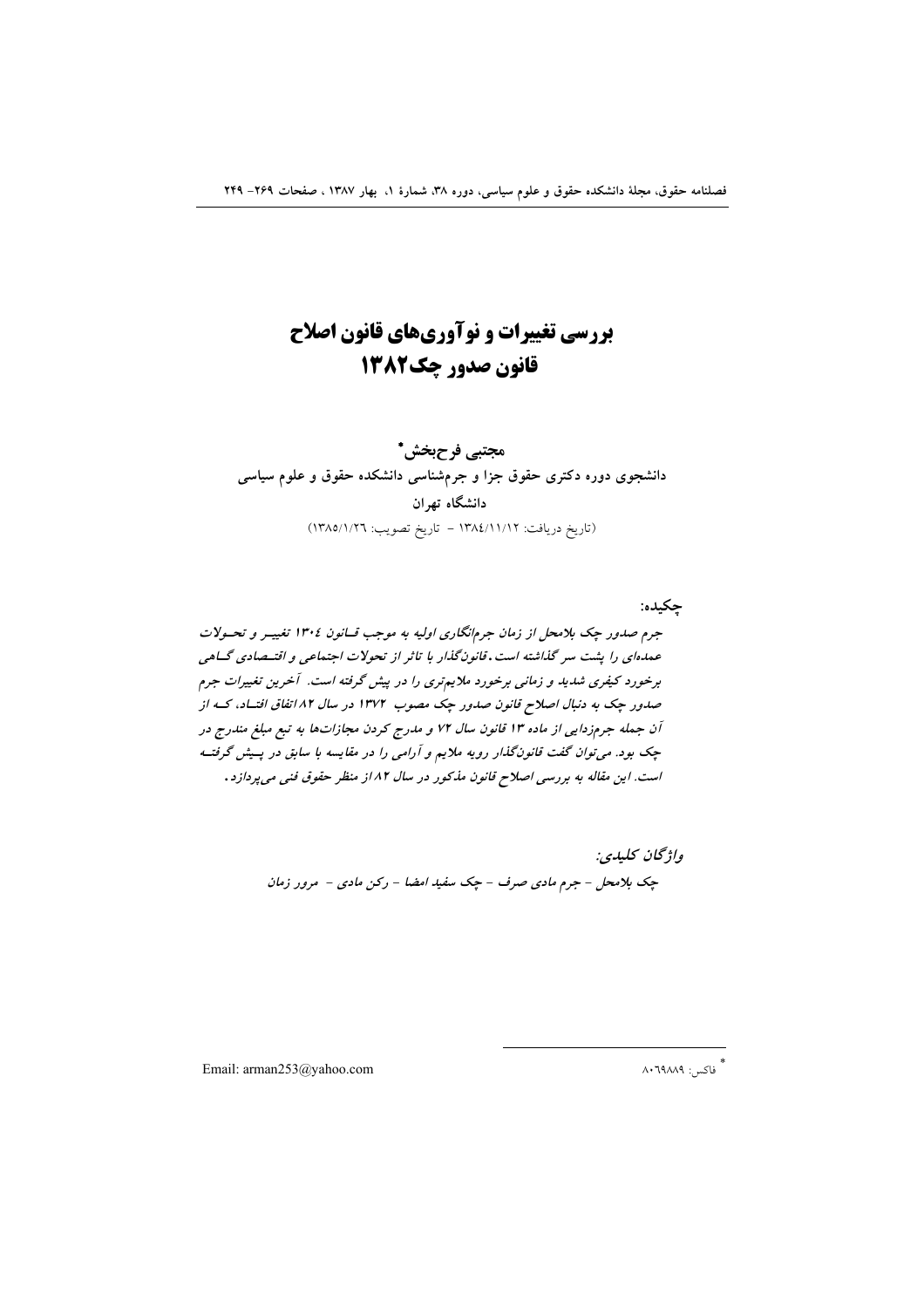# بررسی تغییرات و نوآوری‌های قانون اصلاح قانون صدور چک ۱۳۸۲

**مجتبی فرح‌بخش***

دانشجوی دوره دکتری حقوق جزا و جرم‌شناسی دانشکده حقوق و علوم سیاسی دانشگاه تهران

(تاریخ دریافت: ۱۳۸٤/۱۱/۱۲ - تاریخ تصویب: ۱۳۸۵/۱/۲٦)

**چکیده:**

*جرم صدور چک بلامحل از زمان جرم‌انگاری اولیه به موجب قانون ۱۳۰٤ تغییر و تحولات عمده‌ای را پشت سر گذاشته است. قانون‌گذار با تاثر از تحولات اجتماعی و اقتصادی گاهی برخورد کیفری شدید و زمانی برخورد ملایم‌تری را در پیش گرفته است. آخرین تغییرات جرم صدور چک به دنبال اصلاح قانون صدور چک مصوب ۱۳۷۲ در سال ۸۲ اتفاق افتاد، که از آن جمله جرم‌زدایی از ماده ۱۳ قانون سال ۷۲ و مدرج کردن مجازات‌ها به تبع مبلغ مندرج در چک بود. می‌توان گفت قانون‌گذار رویه ملایم و آرامی را در مقایسه با سابق در پیش گرفته است. این مقاله به بررسی اصلاح قانون مذکور در سال ۸۲ از منظر حقوق فنی می‌پردازد.*

*واژگان کلیدی:*

*چک بلامحل - جرم مادی صرف - چک سفید امضا - رکن مادی - مرور زمان*

---

* فاکس: ۸۰٦۹۸۸۹

Email: arman253@yahoo.com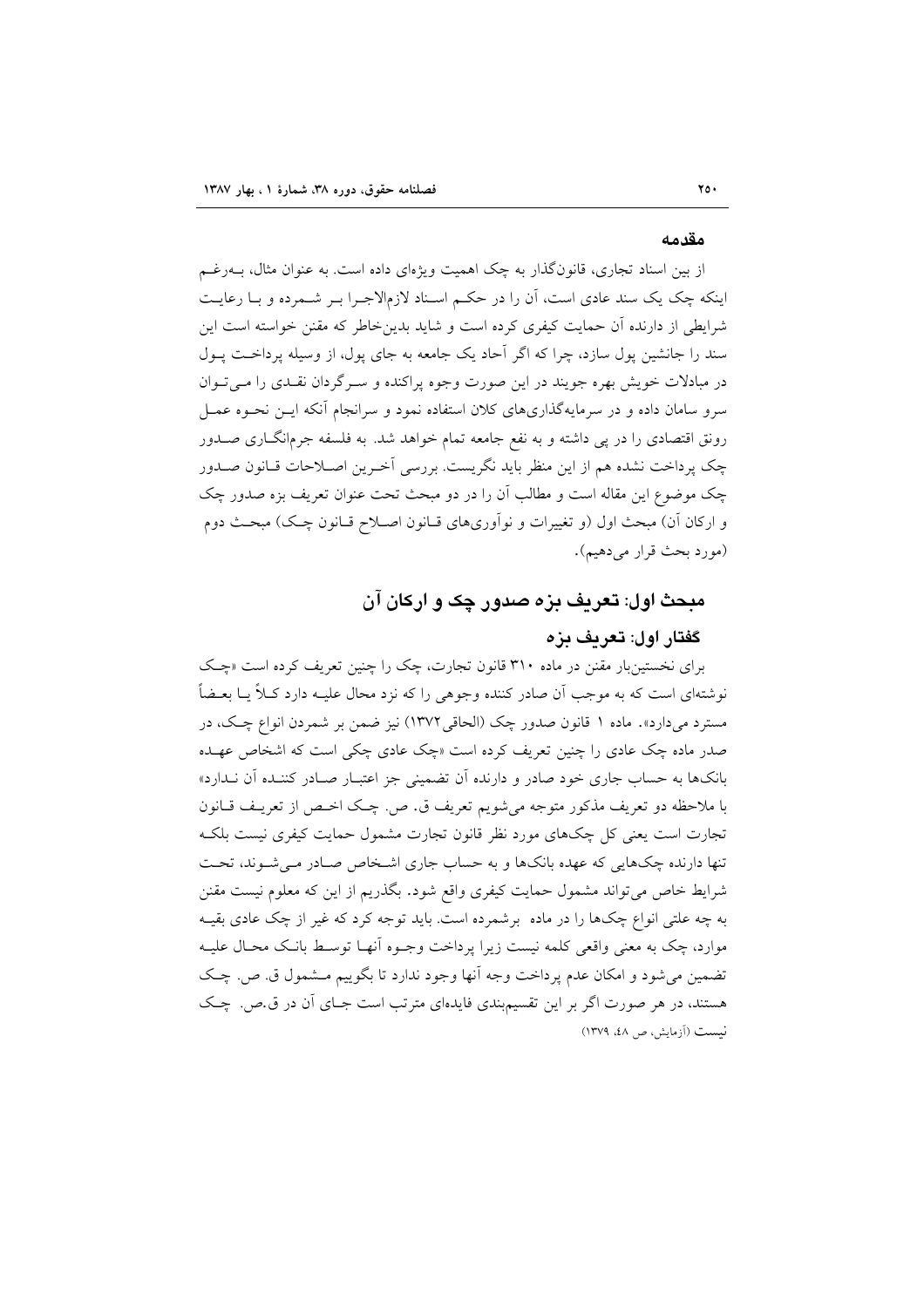## مقدمه

از بین اسناد تجاری، قانون‌گذار به چک اهمیت ویژه‌ای داده است. به عنوان مثال، به‌رغم اینکه چک یک سند عادی است، آن را در حکم اسناد لازم‌الاجرا بر شمرده و با رعایت شرایطی از دارنده آن حمایت کیفری کرده است و شاید بدین‌خاطر که مقنن خواسته است این سند را جانشین پول سازد، چرا که اگر آحاد یک جامعه به جای پول، از وسیله پرداخت پول در مبادلات خویش بهره جویند در این صورت وجوه پراکنده و سرگردان نقدی را می‌توان سرو سامان داده و در سرمایه‌گذاری‌های کلان استفاده نمود و سرانجام آنکه این نحوه عمل رونق اقتصادی را در پی داشته و به نفع جامعه تمام خواهد شد. به فلسفه جرم‌انگاری صدور چک پرداخت نشده هم از این منظر باید نگریست. بررسی آخرین اصلاحات قانون صدور چک موضوع این مقاله است و مطالب آن را در دو مبحث تحت عنوان تعریف بزه صدور چک و ارکان آن) مبحث اول (و تغییرات و نوآوری‌های قانون اصلاح قانون چک) مبحث دوم (مورد بحث قرار می‌دهیم).

## مبحث اول: تعریف بزه صدور چک و ارکان آن

### گفتار اول: تعریف بزه

برای نخستین‌بار مقنن در ماده ۳۱۰ قانون تجارت، چک را چنین تعریف کرده است «چک نوشته‌ای است که به موجب آن صادر کننده وجوهی را که نزد محال علیه دارد کلاً یا بعضاً مسترد می‌دارد». ماده ۱ قانون صدور چک (الحاقی۱۳۷۲) نیز ضمن بر شمردن انواع چک، در صدر ماده چک عادی را چنین تعریف کرده است «چک عادی چکی است که اشخاص عهده بانک‌ها به حساب جاری خود صادر و دارنده آن تضمینی جز اعتبار صادر کننده آن ندارد» با ملاحظه دو تعریف مذکور متوجه می‌شویم تعریف ق. ص. چک اخص از تعریف قانون تجارت است یعنی کل چک‌های مورد نظر قانون تجارت مشمول حمایت کیفری نیست بلکه تنها دارنده چک‌هایی که عهده بانک‌ها و به حساب جاری اشخاص صادر می‌شوند، تحت شرایط خاص می‌تواند مشمول حمایت کیفری واقع شود. بگذریم از این که معلوم نیست مقنن به چه علتی انواع چک‌ها را در ماده برشمرده است. باید توجه کرد که غیر از چک عادی بقیه موارد، چک به معنی واقعی کلمه نیست زیرا پرداخت وجوه آنها توسط بانک محال علیه تضمین می‌شود و امکان عدم پرداخت وجه آنها وجود ندارد تا بگوییم مشمول ق. ص. چک هستند، در هر صورت اگر بر این تقسیم‌بندی فایده‌ای مترتب است جای آن در ق.ص. چک نیست (آزمایش، ص ۴۸، ۱۳۷۹)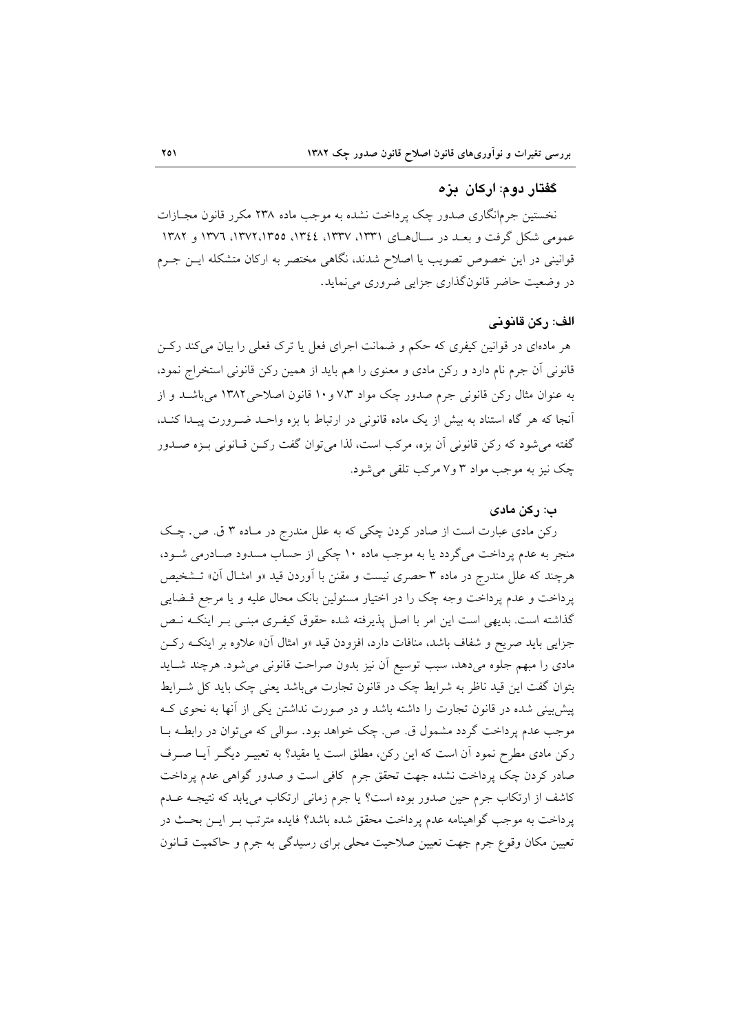## گفتار دوم: ارکان بزه

نخستین جرم‌انگاری صدور چک پرداخت نشده به موجب ماده ۲۳۸ مکرر قانون مجازات عمومی شکل گرفت و بعد در سال‌های ۱۳۳۱، ۱۳۳۷، ۱۳۴۴، ۱۳۵۵، ۱۳۷۲، ۱۳۷۶ و ۱۳۸۲ قوانینی در این خصوص تصویب یا اصلاح شدند، نگاهی مختصر به ارکان متشکله این جرم در وضعیت حاضر قانون‌گذاری جزایی ضروری می‌نماید.

### الف: رکن قانونی

هر ماده‌ای در قوانین کیفری که حکم و ضمانت اجرای فعل یا ترک فعلی را بیان می‌کند رکن قانونی آن جرم نام دارد و رکن مادی و معنوی را هم باید از همین رکن قانونی استخراج نمود، به عنوان مثال رکن قانونی جرم صدور چک مواد ۷،۳ و ۱۰ قانون اصلاحی ۱۳۸۲ می‌باشد و از آنجا که هر گاه استناد به بیش از یک ماده قانونی در ارتباط با بزه واحد ضرورت پیدا کند، گفته می‌شود که رکن قانونی آن بزه، مرکب است، لذا می‌توان گفت رکن قانونی بزه صدور چک نیز به موجب مواد ۳ و ۷ مرکب تلقی می‌شود.

### ب: رکن مادی

رکن مادی عبارت است از صادر کردن چکی که به علل مندرج در ماده ۳ ق. ص. چک منجر به عدم پرداخت می‌گردد یا به موجب ماده ۱۰ چکی از حساب مسدود صادرمی شود، هرچند که علل مندرج در ماده ۳ حصری نیست و مقنن با آوردن قید «و امثال آن» تشخیص پرداخت و عدم پرداخت وجه چک را در اختیار مسئولین بانک محال علیه و یا مرجع قضایی گذاشته است. بدیهی است این امر با اصل پذیرفته شده حقوق کیفری مبنی بر اینکه نص جزایی باید صریح و شفاف باشد، منافات دارد، افزودن قید «و امثال آن» علاوه بر اینکه رکن مادی را مبهم جلوه می‌دهد، سبب توسیع آن نیز بدون صراحت قانونی می‌شود. هرچند شاید بتوان گفت این قید ناظر به شرایط چک در قانون تجارت می‌باشد یعنی چک باید کل شرایط پیش‌بینی شده در قانون تجارت را داشته باشد و در صورت نداشتن یکی از آنها به نحوی که موجب عدم پرداخت گردد مشمول ق. ص. چک خواهد بود. سوالی که می‌توان در رابطه با رکن مادی مطرح نمود آن است که این رکن، مطلق است یا مقید؟ به تعبیر دیگر آیا صرف صادر کردن چک پرداخت نشده جهت تحقق جرم کافی است و صدور گواهی عدم پرداخت کاشف از ارتکاب جرم حین صدور بوده است؟ یا جرم زمانی ارتکاب می‌یابد که نتیجه عدم پرداخت به موجب گواهینامه عدم پرداخت محقق شده باشد؟ فایده مترتب بر این بحث در تعیین مکان وقوع جرم جهت تعیین صلاحیت محلی برای رسیدگی به جرم و حاکمیت قانون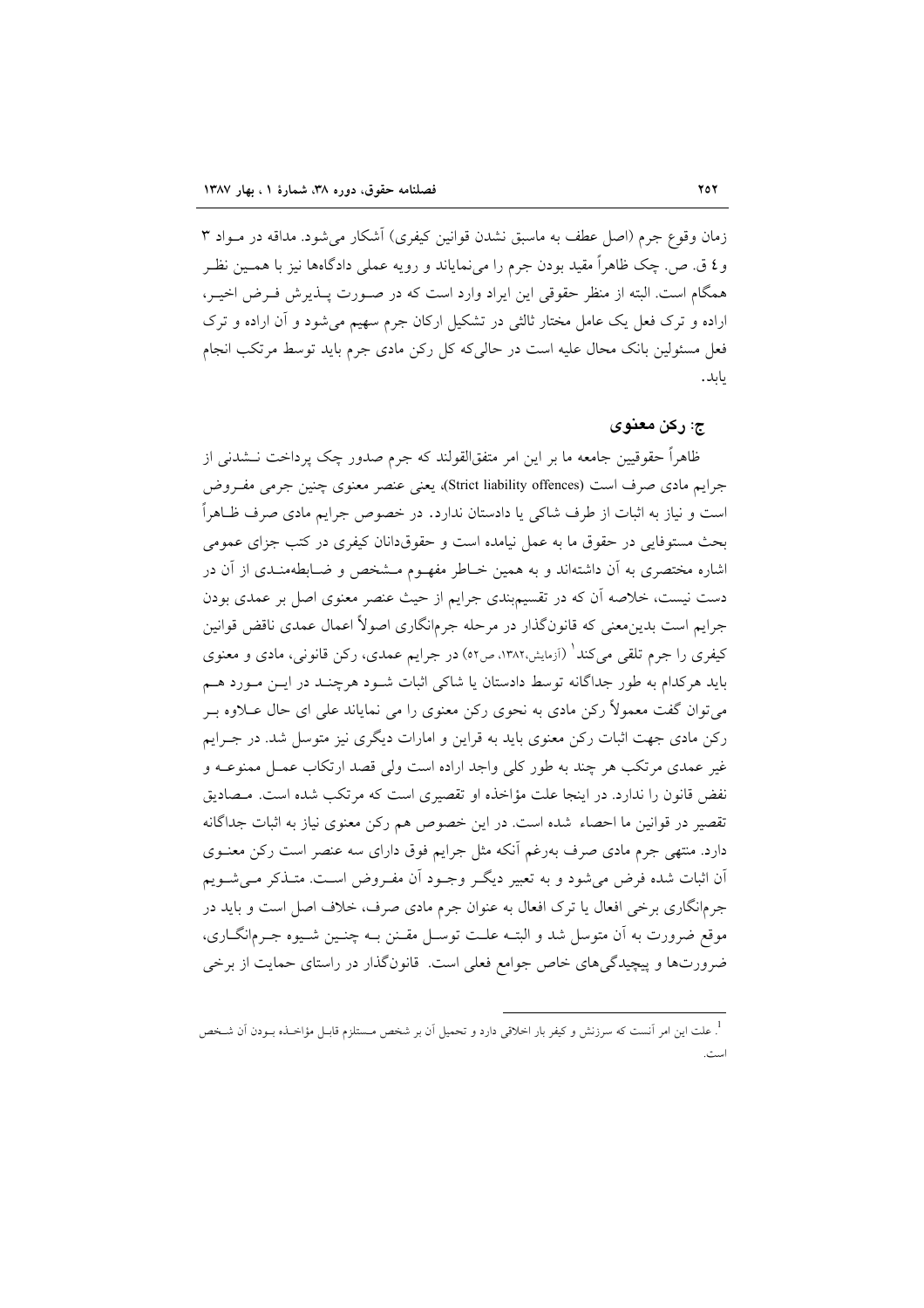زمان وقوع جرم (اصل عطف به ماسبق نشدن قوانین کیفری) آشکار می‌شود. مداقه در مواد ۳ و ٤ ق. ص. چک ظاهراً مقید بودن جرم را می‌نمایاند و رویه عملی دادگاه‌ها نیز با همین نظر همگام است. البته از منظر حقوقی این ایراد وارد است که در صورت پذیرش فرض اخیر، اراده و ترک فعل یک عامل مختار ثالثی در تشکیل ارکان جرم سهیم می‌شود و آن اراده و ترک فعل مسئولین بانک محال علیه است در حالی‌که کل رکن مادی جرم باید توسط مرتکب انجام یابد.

### ج: رکن معنوی

ظاهراً حقوقیین جامعه ما بر این امر متفق‌القولند که جرم صدور چک پرداخت نشدنی از جرایم مادی صرف است (Strict liability offences)، یعنی عنصر معنوی چنین جرمی مفروض است و نیاز به اثبات از طرف شاکی یا دادستان ندارد. در خصوص جرایم مادی صرف ظاهراً بحث مستوفایی در حقوق ما به عمل نیامده است و حقوقدانان کیفری در کتب جزای عمومی اشاره مختصری به آن داشته‌اند و به همین خاطر مفهوم مشخص و ضابطه‌مندی از آن در دست نیست، خلاصه آن که در تقسیم‌بندی جرایم از حیث عنصر معنوی اصل بر عمدی بودن جرایم است بدین‌معنی که قانونگذار در مرحله جرم‌انگاری اصولاً اعمال عمدی ناقض قوانین کیفری را جرم تلقی می‌کند[1] (آزمایش،۱۳۸۲، ص۵۲) در جرایم عمدی، رکن قانونی، مادی و معنوی باید هرکدام به طور جداگانه توسط دادستان یا شاکی اثبات شود هرچند در این مورد هم می‌توان گفت معمولاً رکن مادی به نحوی رکن معنوی را می نمایاند علی ای حال علاوه بر رکن مادی جهت اثبات رکن معنوی باید به قراین و امارات دیگری نیز متوسل شد. در جرایم غیر عمدی مرتکب هر چند به طور کلی واجد اراده است ولی قصد ارتکاب عمل ممنوعه و نقض قانون را ندارد. در اینجا علت مؤاخذه او تقصیری است که مرتکب شده است. مصادیق تقصیر در قوانین ما احصاء شده است. در این خصوص هم رکن معنوی نیاز به اثبات جداگانه دارد. منتهی جرم مادی صرف به‌رغم آنکه مثل جرایم فوق دارای سه عنصر است رکن معنوی آن اثبات شده فرض می‌شود و به تعبیر دیگر وجود آن مفروض است. متذکر می‌شویم جرم‌انگاری برخی افعال یا ترک افعال به عنوان جرم مادی صرف، خلاف اصل است و باید در موقع ضرورت به آن متوسل شد و البته علت توسل مقنن به چنین شیوه جرم‌انگاری، ضرورت‌ها و پیچیدگی‌های خاص جوامع فعلی است. قانونگذار در راستای حمایت از برخی

---

[1]. علت این امر آنست که سرزنش و کیفر بار اخلاقی دارد و تحمیل آن بر شخص مستلزم قابل مؤاخذه بودن آن شخص است.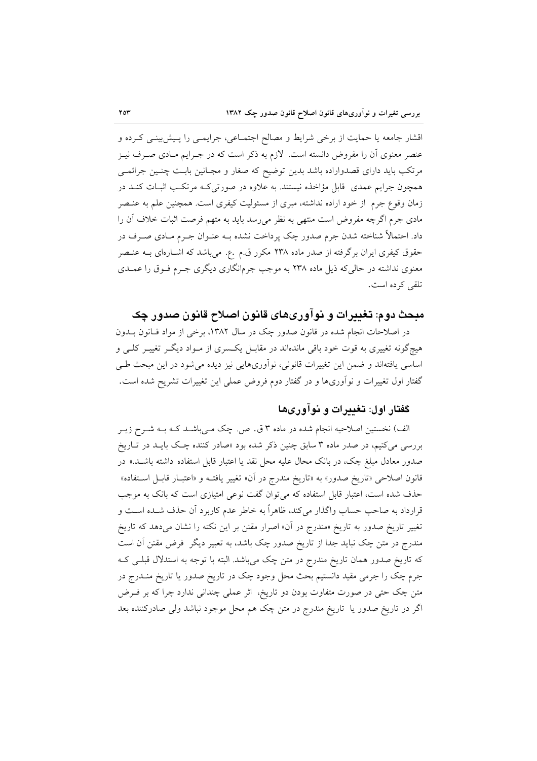اقشار جامعه یا حمایت از برخی شرایط و مصالح اجتماعی، جرایمی را پیش‌بینی کرده و عنصر معنوی آن را مفروض دانسته است. لازم به ذکر است که در جرایم مادی صرف نیز مرتکب باید دارای قصدواراده باشد بدین توضیح که صغار و مجانین بابت چنین جرائمی همچون جرایم عمدی قابل مؤاخذه نیستند. به علاوه در صورتی‌که مرتکب اثبات کند در زمان وقوع جرم از خود اراده نداشته، مبری از مسئولیت کیفری است. همچنین علم به عنصر مادی جرم اگرچه مفروض است منتهی به نظر می‌رسد باید به متهم فرصت اثبات خلاف آن را داد. احتمالاً شناخته شدن جرم صدور چک پرداخت نشده به عنوان جرم مادی صرف در حقوق کیفری ایران برگرفته از صدر ماده ۲۳۸ مکرر ق.م .ع. می‌باشد که اشاره‌ای به عنصر معنوی نداشته در حالی‌که ذیل ماده ۲۳۸ به موجب جرم‌انگاری دیگری جرم فوق را عمدی تلقی کرده است.

## مبحث دوم: تغییرات و نوآوری‌های قانون اصلاح قانون صدور چک

در اصلاحات انجام شده در قانون صدور چک در سال ۱۳۸۲، برخی از مواد قانون بدون هیچ‌گونه تغییری به قوت خود باقی مانده‌اند در مقابل یکسری از مواد دیگر تغییر کلی و اساسی یافته‌اند و ضمن این تغییرات قانونی، نوآوری‌هایی نیز دیده می‌شود در این مبحث طی گفتار اول تغییرات و نوآوری‌ها و در گفتار دوم فروض عملی این تغییرات تشریح شده است.

### گفتار اول: تغییرات و نوآوری‌ها

الف) نخستین اصلاحیه انجام شده در ماده ۳ ق. ص. چک می‌باشد که به شرح زیر بررسی می‌کنیم، در صدر ماده ۳ سابق چنین ذکر شده بود «صادر کننده چک باید در تاریخ صدور معادل مبلغ چک، در بانک محال علیه محل نقد یا اعتبار قابل استفاده داشته باشد.» در قانون اصلاحی «تاریخ صدور» به «تاریخ مندرج در آن» تغییر یافته و «اعتبار قابل استفاده» حذف شده است، اعتبار قابل استفاده که می‌توان گفت نوعی امتیازی است که بانک به موجب قرارداد به صاحب حساب واگذار می‌کند، ظاهراً به خاطر عدم کاربرد آن حذف شده است و تغییر تاریخ صدور به تاریخ «مندرج در آن» اصرار مقنن بر این نکته را نشان می‌دهد که تاریخ مندرج در متن چک نباید جدا از تاریخ صدور چک باشد، به تعبیر دیگر فرض مقنن آن است که تاریخ صدور همان تاریخ مندرج در متن چک می‌باشد. البته با توجه به استدلال قبلی که جرم چک را جرمی مقید دانستیم بحث محل وجود چک در تاریخ صدور یا تاریخ مندرج در متن چک حتی در صورت متفاوت بودن دو تاریخ، اثر عملی چندانی ندارد چرا که بر فرض اگر در تاریخ صدور یا تاریخ مندرج در متن چک هم محل موجود نباشد ولی صادرکننده بعد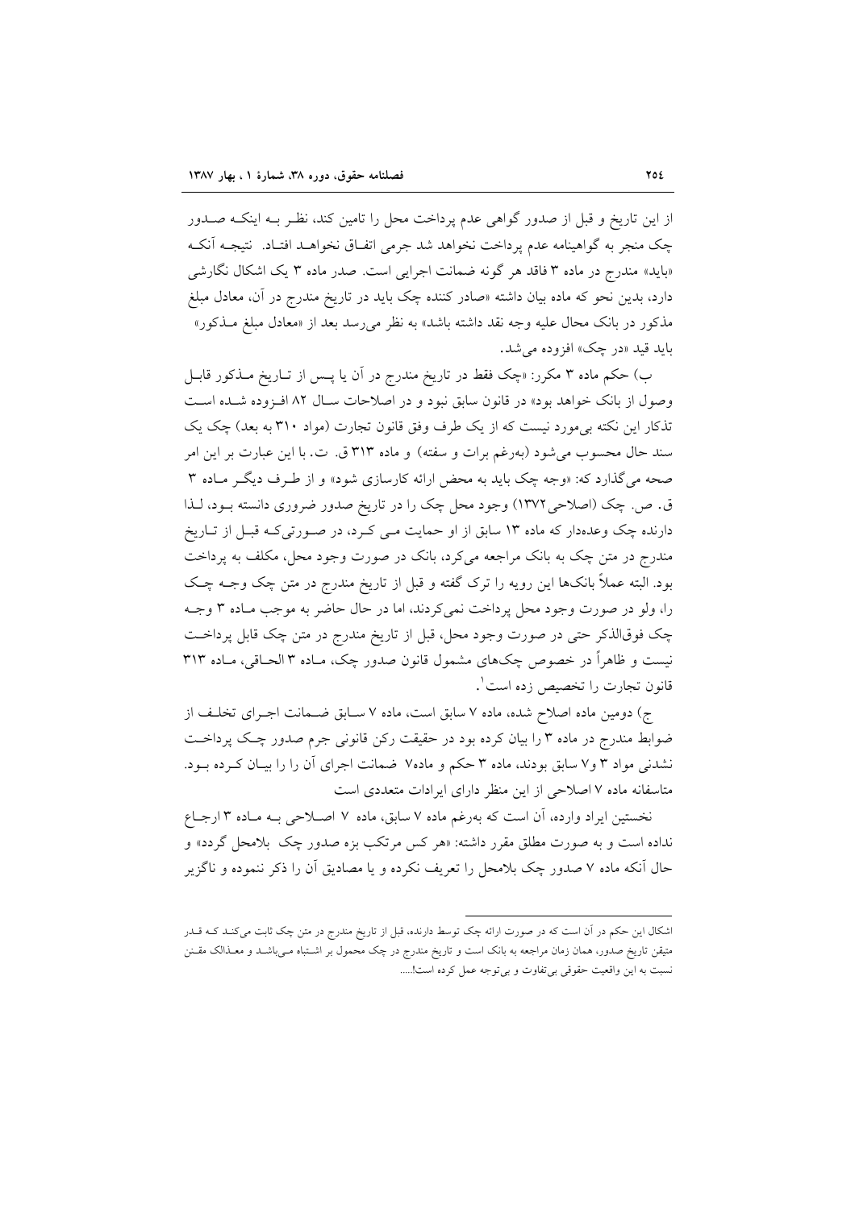از این تاریخ و قبل از صدور گواهی عدم پرداخت محل را تامین کند، نظر بـه اینکـه صـدور چک منجر به گواهینامه عدم پرداخت نخواهد شد جرمی اتفـاق نخواهـد افتـاد. نتیجـه آنکـه «باید» مندرج در ماده ۳ فاقد هر گونه ضمانت اجرایی است. صدر ماده ۳ یک اشکال نگارشی دارد، بدین نحو که ماده بیان داشته «صادر کننده چک باید در تاریخ مندرج در آن، معادل مبلغ مذکور در بانک محال علیه وجه نقد داشته باشد» به نظر می‌رسد بعد از «معادل مبلغ مـذکور» باید قید «در چک» افزوده می‌شد.

ب) حکم ماده ۳ مکرر: «چک فقط در تاریخ مندرج در آن یا پـس از تـاریخ مـذکور قابـل وصول از بانک خواهد بود» در قانون سابق نبود و در اصلاحات سـال ۸۲ افـزوده شـده اسـت تذکار این نکته بی‌مورد نیست که از یک طرف وفق قانون تجارت (مواد ۳۱۰ به بعد) چک یک سند حال محسوب می‌شود (به‌رغم برات و سفته) و ماده ۳۱۳ ق. ت. با این عبارت بر این امر صحه می‌گذارد که: «وجه چک باید به محض ارائه کارسازی شود» و از طـرف دیگـر مـاده ۳ ق. ص. چک (اصلاحی ۱۳۷۲) وجود محل چک را در تاریخ صدور ضروری دانسته بـود، لـذا دارنده چک وعده‌دار که ماده ۱۳ سابق از او حمایت مـی کـرد، در صـورتی‌کـه قبـل از تـاریخ مندرج در متن چک به بانک مراجعه می‌کرد، بانک در صورت وجود محل، مکلف به پرداخت بود. البته عملاً بانک‌ها این رویه را ترک گفته و قبل از تاریخ مندرج در متن چک وجـه چـک را، ولو در صورت وجود محل پرداخت نمی‌کردند، اما در حال حاضر به موجب مـاده ۳ وجـه چک فوق‌الذکر حتی در صورت وجود محل، قبل از تاریخ مندرج در متن چک قابل پرداخـت نیست و ظاهراً در خصوص چک‌های مشمول قانون صدور چک، مـاده ۳ الحـاقی، مـاده ۳۱۳ قانون تجارت را تخصیص زده است[1].

ج) دومین ماده اصلاح شده، ماده ۷ سابق است، ماده ۷ سـابق ضـمانت اجـرای تخلـف از ضوابط مندرج در ماده ۳ را بیان کرده بود در حقیقت رکن قانونی جرم صدور چـک پرداخـت نشدنی مواد ۳ و۷ سابق بودند، ماده ۳ حکم و ماده۷ ضمانت اجرای آن را بیـان کـرده بـود. متاسفانه ماده ۷ اصلاحی از این منظر دارای ایرادات متعددی است

نخستین ایراد وارده، آن است که به‌رغم ماده ۷ سابق، ماده ۷ اصـلاحی بـه مـاده ۳ ارجـاع نداده است و به صورت مطلق مقرر داشته: «هر کس مرتکب بزه صدور چک بلامحل گردد» و حال آنکه ماده ۷ صدور چک بلامحل را تعریف نکرده و یا مصادیق آن را ذکر ننموده و ناگزیر

---

[1] اشکال این حکم در آن است که در صورت ارائه چک توسط دارنده، قبل از تاریخ مندرج در متن چک ثابت می‌کنـد کـه قـدر متیقن تاریخ صدور، همان زمان مراجعه به بانک است و تاریخ مندرج در چک محمول بر اشـتباه مـی‌باشـد و معـذالک مقـنن نسبت به این واقعیت حقوقی بی‌تفاوت و بی‌توجه عمل کرده است!.....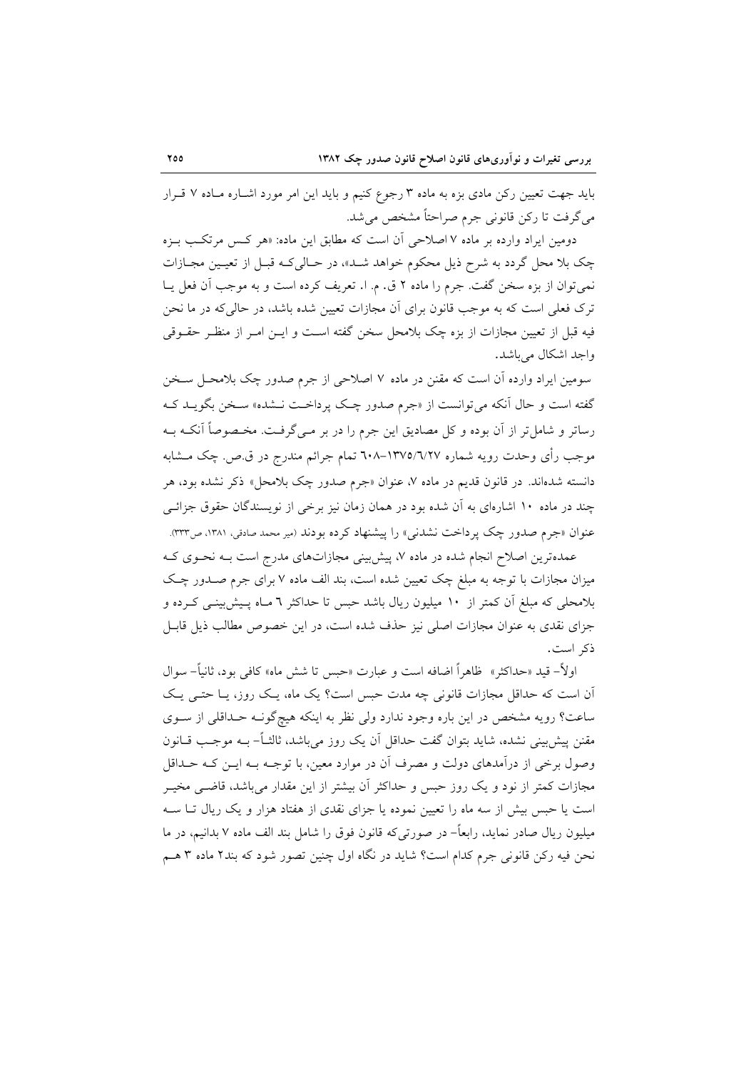باید جهت تعیین رکن مادی بزه به ماده ۳ رجوع کنیم و باید این امر مورد اشاره ماده ۷ قرار می‌گرفت تا رکن قانونی جرم صراحتاً مشخص می‌شد.

دومین ایراد وارده بر ماده ۷ اصلاحی آن است که مطابق این ماده: «هر کس مرتکب بزه چک بلا محل گردد به شرح ذیل محکوم خواهد شد»، در حالی‌که قبل از تعیین مجازات نمی‌توان از بزه سخن گفت. جرم را ماده ۲ ق. م. ا. تعریف کرده است و به موجب آن فعل یا ترک فعلی است که به موجب قانون برای آن مجازات تعیین شده باشد، در حالی‌که در ما نحن فیه قبل از تعیین مجازات از بزه چک بلامحل سخن گفته است و این امر از منظر حقوقی واجد اشکال می‌باشد.

سومین ایراد وارده آن است که مقنن در ماده ۷ اصلاحی از جرم صدور چک بلامحل سخن گفته است و حال آنکه می‌توانست از «جرم صدور چک پرداخت نشده» سخن بگوید که رساتر و شامل‌تر از آن بوده و کل مصادیق این جرم را در بر می‌گرفت. مخصوصاً آنکه به موجب رأی وحدت رویه شماره ۱۳۷۵/۶/۲۷–۶۰۸ تمام جرائم مندرج در ق.ص. چک مشابه دانسته شده‌اند. در قانون قدیم در ماده ۷، عنوان «جرم صدور چک بلامحل» ذکر نشده بود، هر چند در ماده ۱۰ اشاره‌ای به آن شده بود در همان زمان نیز برخی از نویسندگان حقوق جزائی عنوان «جرم صدور چک پرداخت نشدنی» را پیشنهاد کرده بودند (میر محمد صادقی، ۱۳۸۱، ص۳۳۳).

عمده‌ترین اصلاح انجام شده در ماده ۷، پیش‌بینی مجازات‌های مدرج است به نحوی که میزان مجازات با توجه به مبلغ چک تعیین شده است، بند الف ماده ۷ برای جرم صدور چک بلامحلی که مبلغ آن کمتر از ۱۰ میلیون ریال باشد حبس تا حداکثر ۶ ماه پیش‌بینی کرده و جزای نقدی به عنوان مجازات اصلی نیز حذف شده است، در این خصوص مطالب ذیل قابل ذکر است.

اولاً– قید «حداکثر» ظاهراً اضافه است و عبارت «حبس تا شش ماه» کافی بود، ثانیاً– سوال آن است که حداقل مجازات قانونی چه مدت حبس است؟ یک ماه، یک روز، یا حتی یک ساعت؟ رویه مشخص در این باره وجود ندارد ولی نظر به اینکه هیچ‌گونه حداقلی از سوی مقنن پیش‌بینی نشده، شاید بتوان گفت حداقل آن یک روز می‌باشد، ثالثاً– به موجب قانون وصول برخی از درآمدهای دولت و مصرف آن در موارد معین، با توجه به این که حداقل مجازات کمتر از نود و یک روز حبس و حداکثر آن بیشتر از این مقدار می‌باشد، قاضی مخیر است یا حبس بیش از سه ماه را تعیین نموده یا جزای نقدی از هفتاد هزار و یک ریال تا سه میلیون ریال صادر نماید، رابعاً– در صورتی‌که قانون فوق را شامل بند الف ماده ۷ بدانیم، در ما نحن فیه رکن قانونی جرم کدام است؟ شاید در نگاه اول چنین تصور شود که بند۲ ماده ۳ هم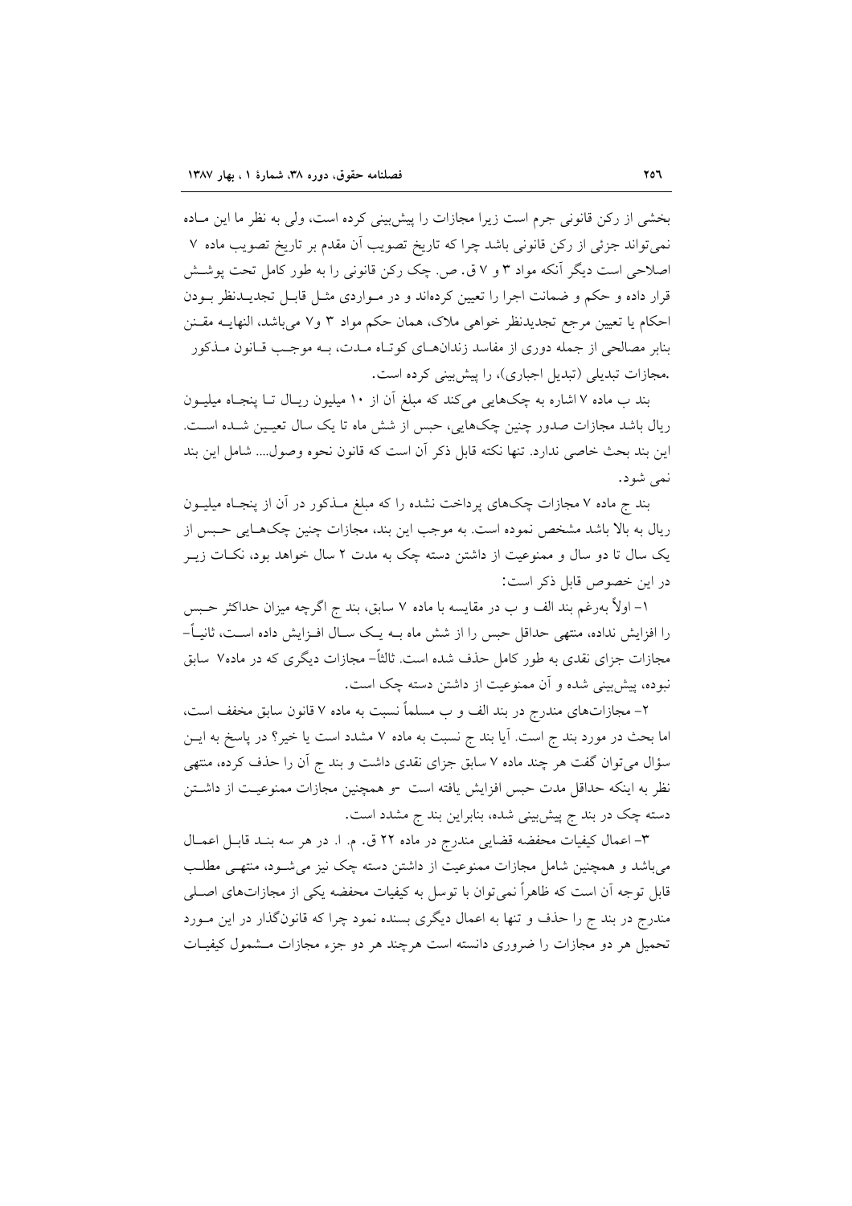بخشی از رکن قانونی جرم است زیرا مجازات را پیش‌بینی کرده است، ولی به نظر ما این مـاده نمی‌تواند جزئی از رکن قانونی باشد چرا که تاریخ تصویب آن مقدم بر تاریخ تصویب ماده ۷ اصلاحی است دیگر آنکه مواد ۳ و ۷ ق. ص. چک رکن قانونی را به طور کامل تحت پوشـش قرار داده و حکم و ضمانت اجرا را تعیین کرده‌اند و در مـواردی مثـل قابـل تجدیـدنظر بـودن احکام یا تعیین مرجع تجدیدنظر خواهی ملاک، همان حکم مواد ۳ و۷ می‌باشد، النهایـه مقـنن بنابر مصالحی از جمله دوری از مفاسد زندان‌هـای کوتـاه مـدت، بـه موجـب قـانون مـذکور .مجازات تبدیلی (تبدیل اجباری)، را پیش‌بینی کرده است.

بند ب ماده ۷ اشاره به چک‌هایی می‌کند که مبلغ آن از ۱۰ میلیون ریـال تـا پنجـاه میلیـون ریال باشد مجازات صدور چنین چک‌هایی، حبس از شش ماه تا یک سال تعیین شـده اسـت. این بند بحث خاصی ندارد. تنها نکته قابل ذکر آن است که قانون نحوه وصول.... شامل این بند نمی شود.

بند ج ماده ۷ مجازات چک‌های پرداخت نشده را که مبلغ مـذکور در آن از پنجـاه میلیـون ریال به بالا باشد مشخص نموده است. به موجب این بند، مجازات چنین چک‌هـایی حـبس از یک سال تا دو سال و ممنوعیت از داشتن دسته چک به مدت ۲ سال خواهد بود، نکـات زیـر در این خصوص قابل ذکر است:

۱- اولاً به‌رغم بند الف و ب در مقایسه با ماده ۷ سابق، بند ج اگرچه میزان حداکثر حـبس را افزایش نداده، منتهی حداقل حبس را از شش ماه بـه یـک سـال افـزایش داده اسـت، ثانیـاً- مجازات جزای نقدی به طور کامل حذف شده است. ثالثاً- مجازات دیگری که در ماده۷ سابق نبوده، پیش‌بینی شده و آن ممنوعیت از داشتن دسته چک است.

۲- مجازات‌های مندرج در بند الف و ب مسلماً نسبت به ماده ۷ قانون سابق مخفف است، اما بحث در مورد بند ج است. آیا بند ج نسبت به ماده ۷ مشدد است یا خیر؟ در پاسخ به ایـن سؤال می‌توان گفت هر چند ماده ۷ سابق جزای نقدی داشت و بند ج آن را حذف کرده، منتهی نظر به اینکه حداقل مدت حبس افزایش یافته است -و همچنین مجازات ممنوعیـت از داشـتن دسته چک در بند ج پیش‌بینی شده، بنابراین بند ج مشدد است.

۳- اعمال کیفیات محففه قضایی مندرج در ماده ۲۲ ق. م. ا. در هر سه بنـد قابـل اعمـال می‌باشد و همچنین شامل مجازات ممنوعیت از داشتن دسته چک نیز می‌شـود، منتهـی مطلـب قابل توجه آن است که ظاهراً نمی‌توان با توسل به کیفیات محففه یکی از مجازات‌های اصـلی مندرج در بند ج را حذف و تنها به اعمال دیگری بسنده نمود چرا که قانون‌گذار در این مـورد تحمیل هر دو مجازات را ضروری دانسته است هرچند هر دو جزء مجازات مـشمول کیفیـات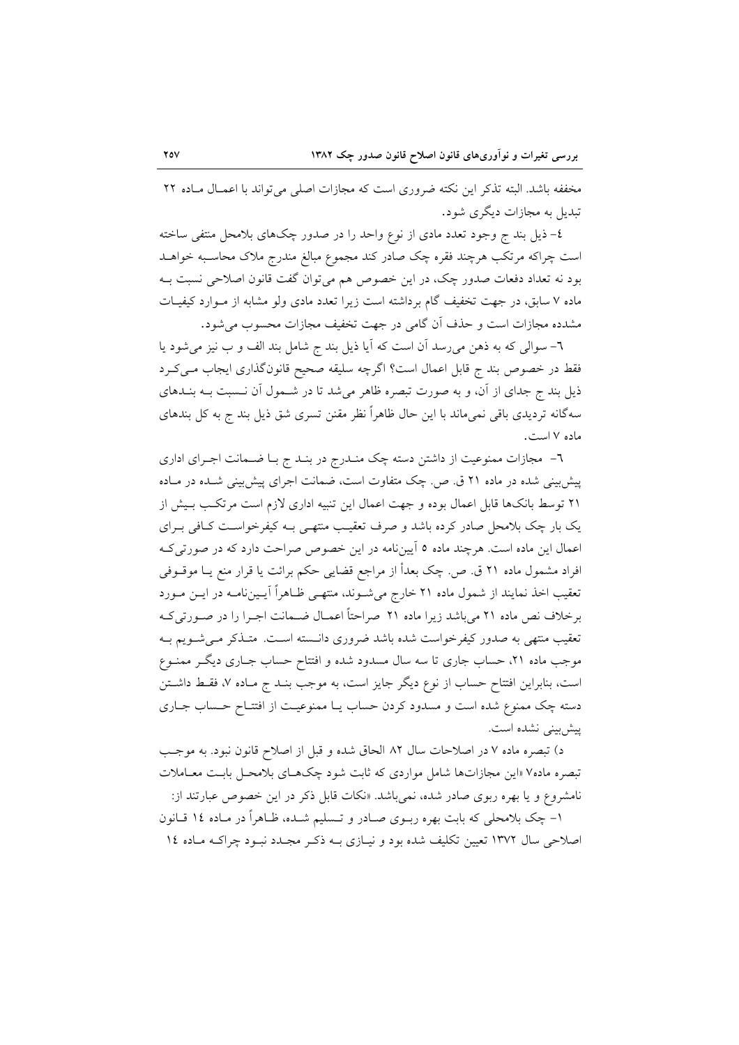مخففه باشد. البته تذکر این نکته ضروری است که مجازات اصلی می‌تواند با اعمال ماده ۲۲ تبدیل به مجازات دیگری شود.

٤- ذیل بند ج وجود تعدد مادی از نوع واحد را در صدور چک‌های بلامحل منتفی ساخته است چراکه مرتکب هرچند فقره چک صادر کند مجموع مبالغ مندرج ملاک محاسبه خواهد بود نه تعداد دفعات صدور چک، در این خصوص هم می‌توان گفت قانون اصلاحی نسبت به ماده ۷ سابق، در جهت تخفیف گام برداشته است زیرا تعدد مادی ولو مشابه از موارد کیفیات مشدده مجازات است و حذف آن گامی در جهت تخفیف مجازات محسوب می‌شود.

٦- سوالی که به ذهن می‌رسد آن است که آیا ذیل بند ج شامل بند الف و ب نیز می‌شود یا فقط در خصوص بند ج قابل اعمال است؟ اگرچه سلیقه صحیح قانونگذاری ایجاب می‌کرد ذیل بند ج جدای از آن، و به صورت تبصره ظاهر می‌شد تا در شمول آن نسبت به بندهای سه‌گانه تردیدی باقی نمی‌ماند با این حال ظاهراً نظر مقنن تسری شق ذیل بند ج به کل بندهای ماده ۷ است.

٦- مجازات ممنوعیت از داشتن دسته چک مندرج در بند ج با ضمانت اجرای اداری پیش‌بینی شده در ماده ۲۱ ق. ص. چک متفاوت است، ضمانت اجرای پیش‌بینی شده در ماده ۲۱ توسط بانک‌ها قابل اعمال بوده و جهت اعمال این تنبیه اداری لازم است مرتکب بیش از یک بار چک بلامحل صادر کرده باشد و صرف تعقیب منتهی به کیفرخواست کافی برای اعمال این ماده است. هرچند ماده ٥ آیین‌نامه در این خصوص صراحت دارد که در صورتی‌که افراد مشمول ماده ۲۱ ق. ص. چک بعداً از مراجع قضایی حکم برائت یا قرار منع یا موقوفی تعقیب اخذ نمایند از شمول ماده ۲۱ خارج می‌شوند، منتهی ظاهراً آیین‌نامه در این مورد برخلاف نص ماده ۲۱ می‌باشد زیرا ماده ۲۱ صراحتاً اعمال ضمانت اجرا را در صورتی‌که تعقیب منتهی به صدور کیفرخواست شده باشد ضروری دانسته است. متذکر می‌شویم به موجب ماده ۲۱، حساب جاری تا سه سال مسدود شده و افتتاح حساب جاری دیگر ممنوع است، بنابراین افتتاح حساب از نوع دیگر جایز است، به موجب بند ج ماده ۷، فقط داشتن دسته چک ممنوع شده است و مسدود کردن حساب یا ممنوعیت از افتتاح حساب جاری پیش‌بینی نشده است.

د) تبصره ماده ۷ در اصلاحات سال ۸۲ الحاق شده و قبل از اصلاح قانون نبود. به موجب تبصره ماده۷ «این مجازات‌ها شامل مواردی که ثابت شود چک‌های بلامحل بابت معاملات نامشروع و یا بهره ربوی صادر شده، نمی‌باشد.» نکات قابل ذکر در این خصوص عبارتند از:

۱- چک بلامحلی که بابت بهره ربوی صادر و تسلیم شده، ظاهراً در ماده ١٤ قانون اصلاحی سال ۱۳۷۲ تعیین تکلیف شده بود و نیازی به ذکر مجدد نبود چراکه ماده ١٤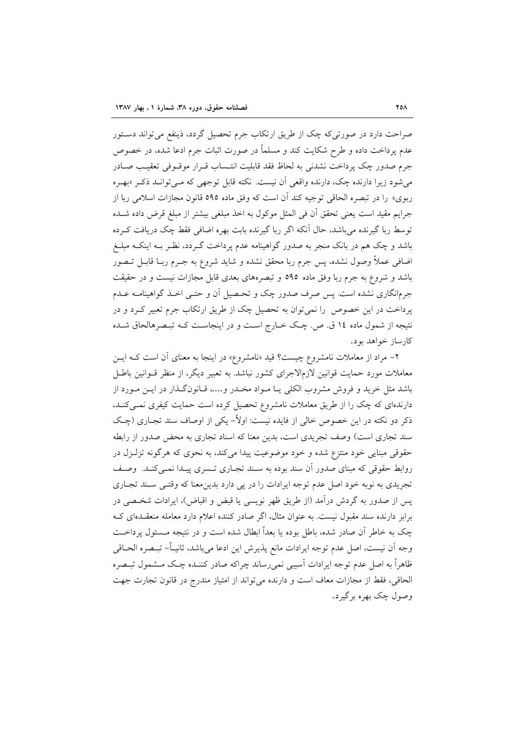صراحت دارد در صورتی‌که چک از طریق ارتکاب جرم تحصیل گردد، ذینفع می‌تواند دستور عدم پرداخت داده و طرح شکایت کند و مسلماً در صورت اثبات جرم ادعا شده، در خصوص جرم صدور چک پرداخت نشدنی به لحاظ فقد قابلیت انتساب قرار موقوفی تعقیب صادر می‌شود زیرا دارنده چک، دارنده واقعی آن نیست. نکته قابل توجهی که می‌توانـد ذکـر «بهـره ربوی» را در تبصره الحاقی توجیه کند آن است که وفق ماده ۵۹۵ قانون مجازات اسلامی ربا از جرایم مقید است یعنی تحقق آن فی المثل موکول به اخذ مبلغی بیشتر از مبلغ قرض داده شـده توسط ربا گیرنده می‌باشد، حال آنکه اگر ربا گیرنده بابت بهره اضافی فقط چک دریافت کـرده باشد و چک هم در بانک منجر به صدور گواهینامه عدم پرداخت گـردد، نظـر بـه اینکـه مبلـغ اضافی عملاً وصول نشده، پس جرم ربا محقق نشده و شاید شروع به جـرم ربـا قابـل تـصور باشد و شروع به جرم ربا وفق ماده ۵۹۵ و تبصره‌های بعدی قابل مجازات نیست و در حقیقت جرم‌انگاری نشده است. پس صرف صدور چک و تحـصیل آن و حتـی اخـذ گواهینامـه عـدم پرداخت در این خصوص را نمی‌توان به تحصیل چک از طریق ارتکاب جرم تعبیر کـرد و در نتیجه از شمول ماده ۱٤ ق. ص. چـک خـارج اسـت و در اینجاسـت کـه تبـصره‌الحاق شـده کارساز خواهد بود.

۲- مراد از معاملات نامشروع چیست؟ قید «نامشروع» در اینجا به معنای آن است کـه ایـن معاملات مورد حمایت قوانین لازم‌الاجرای کشور نباشد. به تعبیر دیگر، از منظر قـوانین باطـل باشد مثل خرید و فروش مشروب الکلی یـا مـواد مخـدر و....، قـانون‌گـذار در ایـن مـورد از دارنده‌ای که چک را از طریق معاملات نامشروع تحصیل کرده است حمایت کیفری نمـی‌کنـد، ذکر دو نکته در این خصوص خالی از فایده نیست: اولاً- یکی از اوصاف سند تجـاری (چـک سند تجاری است) وصف تجریدی است، بدین معنا که اسناد تجاری به محض صدور از رابطه حقوقی مبنایی خود منتزع شده و خود موضوعیت پیدا می‌کند، به نحوی که هرگونه تزلـزل در روابط حقوقی که مبنای صدور آن سند بوده به سـند تجـاری تـسری پیـدا نمـی‌کنـد. وصـف تجریدی به نوبه خود اصل عدم توجه ایرادات را در پی دارد بدین‌معنا که وقتـی سـند تجـاری پس از صدور به گردش درآمد (از طریق ظهر نویسی یا قبض و اقباض)، ایرادات شخـصی در برابر دارنده سند مقبول نیست. به عنوان مثال، اگر صادر کننده اعلام دارد معامله منعقـده‌ای کـه چک به خاطر آن صادر شده، باطل بوده یا بعداً ابطال شده است و در نتیجه مـسئول پرداخـت وجه آن نیست، اصل عدم توجه ایرادات مانع پذیرش این ادعا می‌باشد، ثانیـاً- تبـصره الحـاقی ظاهراً به اصل عدم توجه ایرادات آسیبی نمی‌رساند چراکه صادر کننـده چـک مـشمول تبـصره الحاقی، فقط از مجازات معاف است و دارنده می‌تواند از امتیاز مندرج در قانون تجارت جهت وصول چک بهره برگیرد.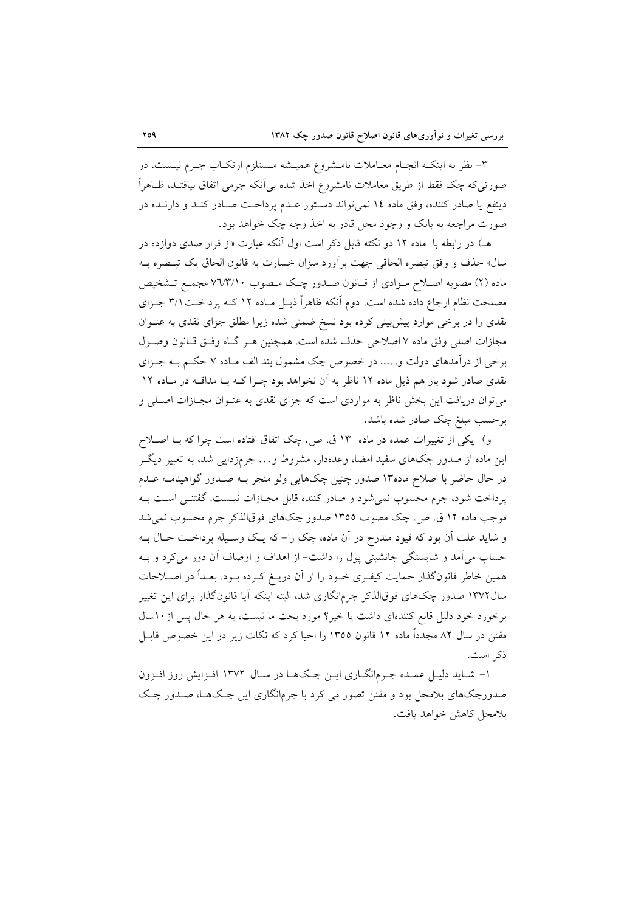۳- نظر به اینکه انجام معاملات نامشروع همیشه مستلزم ارتکاب جرم نیست، در صورتی‌که چک فقط از طریق معاملات نامشروع اخذ شده بی‌آنکه جرمی اتفاق بیافتد، ظاهراً ذینفع یا صادر کننده، وفق ماده ۱۴ نمی‌تواند دستور عدم پرداخت صادر کند و دارنده در صورت مراجعه به بانک و وجود محل قادر به اخذ وجه چک خواهد بود.

هـ) در رابطه با ماده ۱۲ دو نکته قابل ذکر است اول آنکه عبارت «از قرار صدی دوازده در سال» حذف و وفق تبصره الحاقی جهت برآورد میزان خسارت به قانون الحاق یک تبصره به ماده (۲) مصوبه اصلاح موادی از قانون صدور چک مصوب ۷۶/۳/۱۰ مجمع تشخیص مصلحت نظام ارجاع داده شده است. دوم آنکه ظاهراً ذیل ماده ۱۲ که پرداخت ۳/۱ جزای نقدی را در برخی موارد پیش‌بینی کرده بود نسخ ضمنی شده زیرا مطلق جزای نقدی به عنوان مجازات اصلی وفق ماده ۷ اصلاحی حذف شده است. همچنین هر گاه وفق قانون وصول برخی از درآمدهای دولت و...... در خصوص چک مشمول بند الف ماده ۷ حکم به جزای نقدی صادر شود باز هم ذیل ماده ۱۲ ناظر به آن نخواهد بود چرا که با مداقه در ماده ۱۲ می‌توان دریافت این بخش ناظر به مواردی است که جزای نقدی به عنوان مجازات اصلی و برحسب مبلغ چک صادر شده باشد.

و) یکی از تغییرات عمده در ماده ۱۳ ق. ص. چک اتفاق افتاده است چرا که با اصلاح این ماده از صدور چک‌های سفید امضا، وعده‌دار، مشروط و... جرم‌زدایی شد، به تعبیر دیگر در حال حاضر با اصلاح ماده۱۳ صدور چنین چک‌هایی ولو منجر به صدور گواهینامه عدم پرداخت شود، جرم محسوب نمی‌شود و صادر کننده قابل مجازات نیست. گفتنی است به موجب ماده ۱۲ ق. ص. چک مصوب ۱۳۵۵ صدور چک‌های فوق‌الذکر جرم محسوب نمی‌شد و شاید علت آن بود که قیود مندرج در آن ماده، چک را- که یک وسیله پرداخت حال به حساب می‌آمد و شایستگی جانشینی پول را داشت- از اهداف و اوصاف آن دور می‌کرد و به همین خاطر قانونگذار حمایت کیفری خود را از آن دریغ کرده بود. بعداً در اصلاحات سال۱۳۷۲ صدور چک‌های فوق‌الذکر جرم‌انگاری شد، البته اینکه آیا قانونگذار برای این تغییر برخورد خود دلیل قانع کننده‌ای داشت یا خیر؟ مورد بحث ما نیست، به هر حال پس از ۱۰سال مقنن در سال ۸۲ مجدداً ماده ۱۲ قانون ۱۳۵۵ را احیا کرد که نکات زیر در این خصوص قابل ذکر است.

۱- شاید دلیل عمده جرم‌انگاری این چک‌ها در سال ۱۳۷۲ افزایش روز افزون صدورچک‌های بلامحل بود و مقنن تصور می کرد با جرم‌انگاری این چک‌ها، صدور چک بلامحل کاهش خواهد یافت.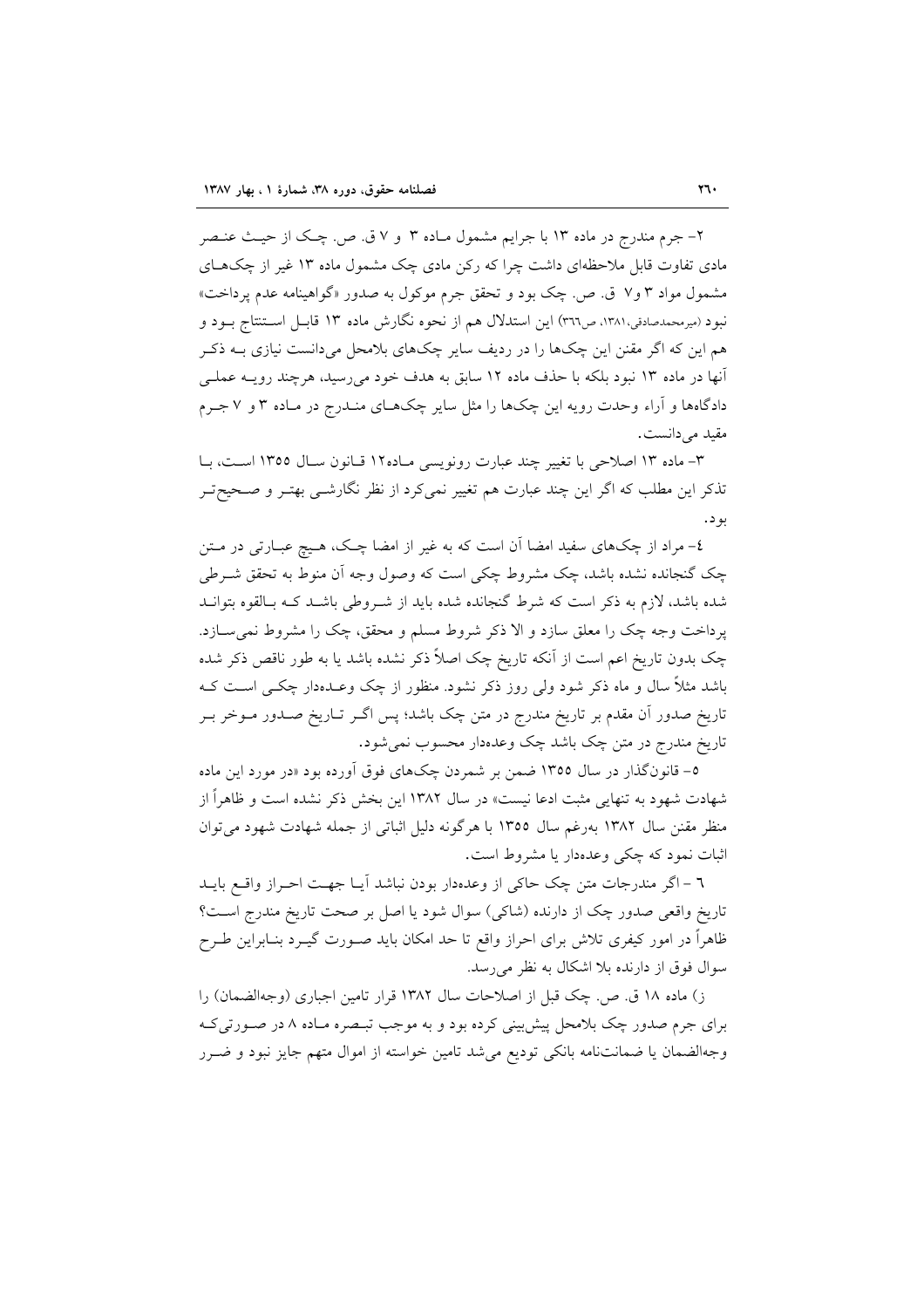۲- جرم مندرج در ماده ۱۳ با جرایم مشمول مـاده ۳ و ۷ ق. ص. چـک از حیـث عنـصر مادی تفاوت قابل ملاحظه‌ای داشت چرا که رکن مادی چک مشمول ماده ۱۳ غیر از چک‌هـای مشمول مواد ۳ و۷ ق. ص. چک بود و تحقق جرم موکول به صدور «گواهینامه عدم پرداخت» نبود (میرمحمدصادقی،۱۳۸۱، ص۳٦٦) این استدلال هم از نحوه نگارش ماده ۱۳ قابـل اسـتنتاج بـود و هم این که اگر مقنن این چک‌ها را در ردیف سایر چک‌های بلامحل می‌دانست نیازی بـه ذکـر آنها در ماده ۱۳ نبود بلکه با حذف ماده ۱۲ سابق به هدف خود می‌رسید، هرچند رویـه عملـی دادگاهها و آراء وحدت رویه این چک‌ها را مثل سایر چک‌هـای منـدرج در مـاده ۳ و ۷ جـرم مقید می‌دانست.

۳- ماده ۱۳ اصلاحی با تغییر چند عبارت رونویسی مـاده۱۲ قـانون سـال ۱۳۵۵ اسـت، بـا تذکر این مطلب که اگر این چند عبارت هم تغییر نمی‌کرد از نظر نگارشـی بهتـر و صـحیح‌تـر بود.

٤- مراد از چک‌های سفید امضا آن است که به غیر از امضا چـک، هـیچ عبـارتی در مـتن چک گنجانده نشده باشد، چک مشروط چکی است که وصول وجه آن منوط به تحقق شـرطی شده باشد، لازم به ذکر است که شرط گنجانده شده باید از شـروطی باشـد کـه بـالقوه بتوانـد پرداخت وجه چک را معلق سازد و الا ذکر شروط مسلم و محقق، چک را مشروط نمی‌سـازد. چک بدون تاریخ اعم است از آنکه تاریخ چک اصلاً ذکر نشده باشد یا به طور ناقص ذکر شده باشد مثلاً سال و ماه ذکر شود ولی روز ذکر نشود. منظور از چک وعـده‌دار چکـی اسـت کـه تاریخ صدور آن مقدم بر تاریخ مندرج در متن چک باشد؛ پس اگـر تـاریخ صـدور مـوخر بـر تاریخ مندرج در متن چک باشد چک وعده‌دار محسوب نمی‌شود.

۵- قانون‌گذار در سال ۱۳۵۵ ضمن بر شمردن چک‌های فوق آورده بود «در مورد این ماده شهادت شهود به تنهایی مثبت ادعا نیست» در سال ۱۳۸۲ این بخش ذکر نشده است و ظاهراً از منظر مقنن سال ۱۳۸۲ به‌رغم سال ۱۳۵۵ با هرگونه دلیل اثباتی از جمله شهادت شهود می‌توان اثبات نمود که چکی وعده‌دار یا مشروط است.

٦ - اگر مندرجات متن چک حاکی از وعده‌دار بودن نباشد آیـا جهـت احـراز واقـع بایـد تاریخ واقعی صدور چک از دارنده (شاکی) سوال شود یا اصل بر صحت تاریخ مندرج اسـت؟ ظاهراً در امور کیفری تلاش برای احراز واقع تا حد امکان باید صـورت گیـرد بنـابراین طـرح سوال فوق از دارنده بلا اشکال به نظر می‌رسد.

ز) ماده ۱۸ ق. ص. چک قبل از اصلاحات سال ۱۳۸۲ قرار تامین اجباری (وجه‌الضمان) را برای جرم صدور چک بلامحل پیش‌بینی کرده بود و به موجب تبـصره مـاده ۸ در صـورتی‌کـه وجه‌الضمان یا ضمانت‌نامه بانکی تودیع می‌شد تامین خواسته از اموال متهم جایز نبود و ضـرر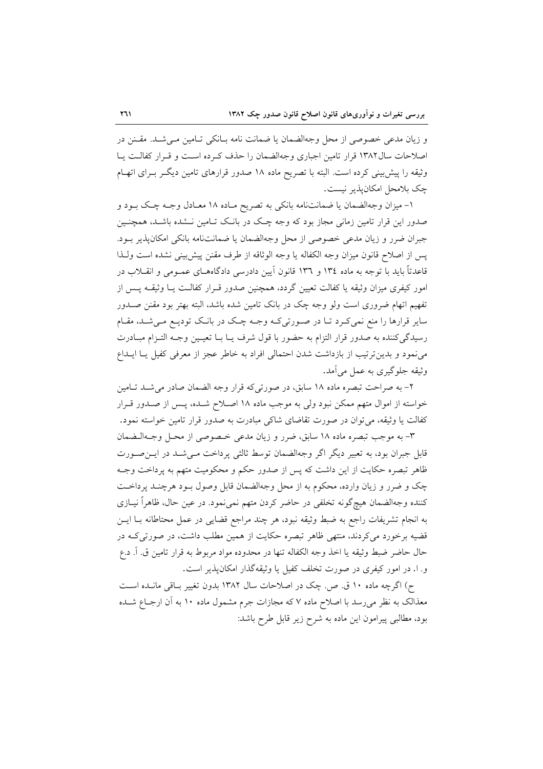و زیان مدعی خصوصی از محل وجه‌الضمان یا ضمانت نامه بـانکی تـامین مـی‌شـد. مقـنن در اصلاحات سال۱۳۸۲ قرار تامین اجباری وجه‌الضمان را حذف کـرده اسـت و قـرار کفالـت یـا وثیقه را پیش‌بینی کرده است. البته با تصریح ماده ۱۸ صدور قرارهای تامین دیگـر بـرای اتهـام چک بلامحل امکان‌پذیر نیست.

۱- میزان وجه‌الضمان یا ضمانت‌نامه بانکی به تصریح مـاده ۱۸ معـادل وجـه چـک بـود و صدور این قرار تامین زمانی مجاز بود که وجه چـک در بانـک تـامین نـشده باشـد، همچنـین جبران ضرر و زیان مدعی خصوصی از محل وجه‌الضمان یا ضمانت‌نامه بانکی امکان‌پذیر بـود. پس از اصلاح قانون میزان وجه الکفاله یا وجه الوثاقه از طرف مقنن پیش‌بینی نشده است ولـذا قاعدتاً باید با توجه به ماده ۱۳٤ و ۱۳٦ قانون آیین دادرسی دادگاه‌هـای عمـومی و انقـلاب در امور کیفری میزان وثیقه یا کفالت تعیین گردد، همچنین صدور قـرار کفالـت یـا وثیقـه پـس از تفهیم اتهام ضروری است ولو وجه چک در بانک تامین شده باشد، البته بهتر بود مقنن صـدور سایر قرارها را منع نمی‌کـرد تـا در صـورتی‌کـه وجـه چـک در بانـک تودیـع مـی‌شـد، مقـام رسیدگی‌کننده به صدور قرار التزام به حضور با قول شرف یـا بـا تعیـین وجـه التـزام مبـادرت می‌نمود و بدین‌ترتیب از بازداشت شدن احتمالی افراد به خاطر عجز از معرفی کفیل یـا ایـداع وثیقه جلوگیری به عمل می‌آمد.

۲- به صراحت تبصره ماده ۱۸ سابق، در صورتی‌که قرار وجه الضمان صادر می‌شـد تـامین خواسته از اموال متهم ممکن نبود ولی به موجب ماده ۱۸ اصـلاح شـده، پـس از صـدور قـرار کفالت یا وثیقه، می‌توان در صورت تقاضای شاکی مبادرت به صدور قرار تامین خواسته نمود.

۳- به موجب تبصره ماده ۱۸ سابق، ضرر و زیان مدعی خـصوصی از محـل وجـه‌الـضمان قابل جبران بود، به تعبیر دیگر اگر وجه‌الضمان توسط ثالثی پرداخت مـی‌شـد در ایـن‌صـورت ظاهر تبصره حکایت از این داشت که پس از صدور حکم و محکومیت متهم به پرداخت وجـه چک و ضرر و زیان وارده، محکوم به از محل وجه‌الضمان قابل وصول بـود هرچنـد پرداخـت کننده وجه‌الضمان هیچ‌گونه تخلفی در حاضر کردن متهم نمی‌نمود. در عین حال، ظاهراً نیـازی به انجام تشریفات راجع به ضبط وثیقه نبود، هر چند مراجع قضایی در عمل محتاطانه بـا ایـن قضیه برخورد می‌کردند، منتهی ظاهر تبصره حکایت از همین مطلب داشت، در صورتی‌کـه در حال حاضر ضبط وثیقه یا اخذ وجه الکفاله تنها در محدوده مواد مربوط به قرار تامین ق. آ. د.ع و. ا. در امور کیفری در صورت تخلف کفیل یا وثیقه‌گذار امکان‌پذیر است.

ح) اگرچه ماده ۱۰ ق. ص. چک در اصلاحات سال ۱۳۸۲ بدون تغییر بـاقی مانـده اسـت معذالک به نظر می‌رسد با اصلاح ماده ۷ که مجازات جرم مشمول ماده ۱۰ به آن ارجـاع شـده بود، مطالبی پیرامون این ماده به شرح زیر قابل طرح باشد: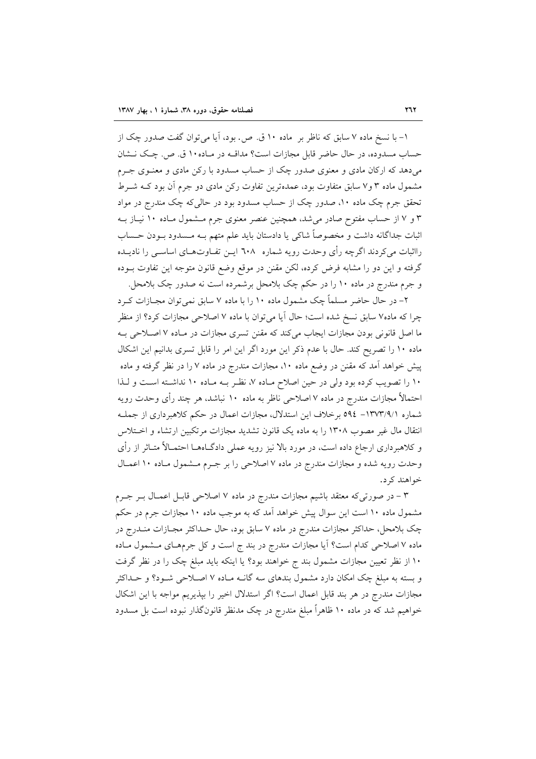۱- با نسخ ماده ۷ سابق که ناظر بر ماده ۱۰ ق. ص. بود، آیا می‌توان گفت صدور چک از حساب مسدوده، در حال حاضر قابل مجازات است؟ مداقه در ماده۱۰ ق. ص. چک نشان می‌دهد که ارکان مادی و معنوی صدور چک از حساب مسدود با رکن مادی و معنوی جرم مشمول ماده ۳ و۷ سابق متفاوت بود، عمده‌ترین تفاوت رکن مادی دو جرم آن بود که شرط تحقق جرم چک ماده ۱۰، صدور چک از حساب مسدود بود در حالی‌که چک مندرج در مواد ۳ و ۷ از حساب مفتوح صادر می‌شد، همچنین عنصر معنوی جرم مشمول ماده ۱۰ نیاز به اثبات جداگانه داشت و مخصوصاً شاکی یا دادستان باید علم متهم به مسدود بودن حساب رااثبات می‌کردند اگرچه رأی وحدت رویه شماره ٦٠٨ این تفاوت‌های اساسی را نادیده گرفته و این دو را مشابه فرض کرده، لکن مقنن در موقع وضع قانون متوجه این تفاوت بوده و جرم مندرج در ماده ۱۰ را در حکم چک بلامحل برشمرده است نه صدور چک بلامحل.

۲- در حال حاضر مسلماً چک مشمول ماده ۱۰ را با ماده ۷ سابق نمی‌توان مجازات کرد چرا که ماده۷ سابق نسخ شده است؛ حال آیا می‌توان با ماده ۷ اصلاحی مجازات کرد؟ از منظر ما اصل قانونی بودن مجازات ایجاب می‌کند که مقنن تسری مجازات در ماده ۷ اصلاحی به ماده ۱۰ را تصریح کند. حال با عدم ذکر این مورد اگر این امر را قابل تسری بدانیم این اشکال پیش خواهد آمد که مقنن در وضع ماده ۱۰، مجازات مندرج در ماده ۷ را در نظر گرفته و ماده ۱۰ را تصویب کرده بود ولی در حین اصلاح ماده ۷، نظر به ماده ۱۰ نداشته است و لذا احتمالاً مجازات مندرج در ماده ۷ اصلاحی ناظر به ماده ۱۰ نباشد، هر چند رأی وحدت رویه شماره ۱۳۷۳/۹/۱- ٥٩٤ برخلاف این استدلال، مجازات اعمال در حکم کلاهبرداری از جمله انتقال مال غیر مصوب ۱۳۰۸ را به ماده یک قانون تشدید مجازات مرتکبین ارتشاء و اختلاس و کلاهبرداری ارجاع داده است، در مورد بالا نیز رویه عملی دادگاه‌ها احتمالاً متاثر از رأی وحدت رویه شده و مجازات مندرج در ماده ۷ اصلاحی را بر جرم مشمول ماده ۱۰ اعمال خواهند کرد.

۳ - در صورتی‌که معتقد باشیم مجازات مندرج در ماده ۷ اصلاحی قابل اعمال بر جرم مشمول ماده ۱۰ است این سوال پیش خواهد آمد که به موجب ماده ۱۰ مجازات جرم در حکم چک بلامحل، حداکثر مجازات مندرج در ماده ۷ سابق بود، حال حداکثر مجازات مندرج در ماده ۷ اصلاحی کدام است؟ آیا مجازات مندرج در بند ج است و کل جرم‌های مشمول ماده ۱۰ از نظر تعیین مجازات مشمول بند ج خواهند بود؟ یا اینکه باید مبلغ چک را در نظر گرفت و بسته به مبلغ چک امکان دارد مشمول بندهای سه گانه ماده ۷ اصلاحی شود؟ و حداکثر مجازات مندرج در هر بند قابل اعمال است؟ اگر استدلال اخیر را بپذیریم مواجه با این اشکال خواهیم شد که در ماده ۱۰ ظاهراً مبلغ مندرج در چک مدنظر قانون‌گذار نبوده است بل مسدود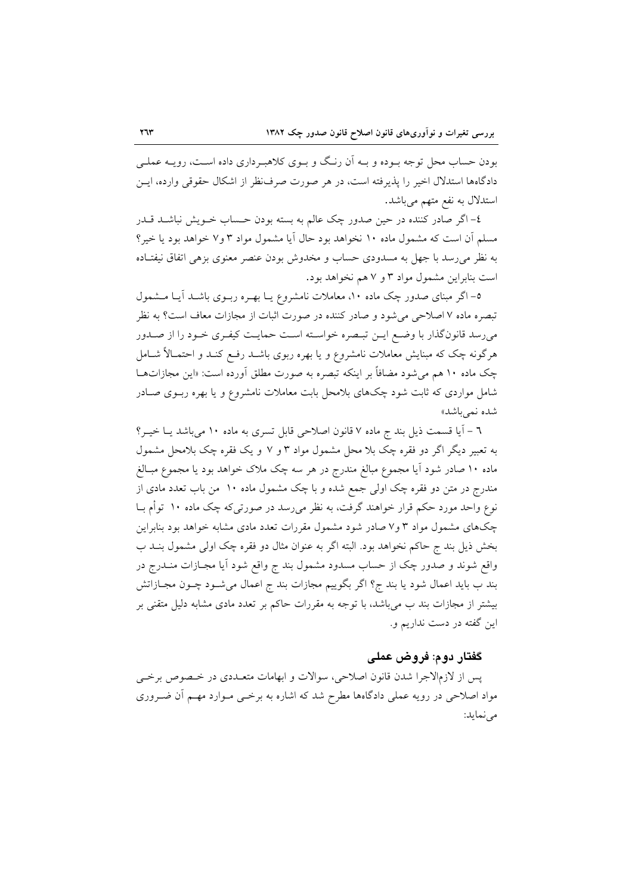بودن حساب محل توجه بوده و بـه آن رنـگ و بـوی کلاهبـرداری داده اسـت، رویـه عملـی دادگاه‌ها استدلال اخیر را پذیرفته است، در هر صورت صرف‌نظر از اشکال حقوقی وارده، ایـن استدلال به نفع متهم می‌باشد.

٤- اگر صادر کننده در حین صدور چک عالم به بسته بودن حـساب خـویش نباشـد قـدر مسلم آن است که مشمول ماده ١٠ نخواهد بود حال آیا مشمول مواد ٣ و٧ خواهد بود یا خیر؟ به نظر می‌رسد با جهل به مسدودی حساب و مخدوش بودن عنصر معنوی بزهی اتفاق نیفتـاده است بنابراین مشمول مواد ٣ و ٧ هم نخواهد بود.

٥- اگر مبنای صدور چک ماده ١٠، معاملات نامشروع یـا بهـره ربـوی باشـد آیـا مـشمول تبصره ماده ٧ اصلاحی می‌شود و صادر کننده در صورت اثبات از مجازات معاف است؟ به نظر می‌رسد قانون‌گذار با وضـع ایـن تبـصره خواسـته اسـت حمایـت کیفـری خـود را از صـدور هرگونه چک که مبنایش معاملات نامشروع و یا بهره ربوی باشـد رفـع کنـد و احتمـالاً شـامل چک ماده ١٠ هم می‌شود مضافاً بر اینکه تبصره به صورت مطلق آورده است: «این مجازات‌هـا شامل مواردی که ثابت شود چک‌های بلامحل بابت معاملات نامشروع و یا بهره ربـوی صـادر شده نمی‌باشد»

٦ - آیا قسمت ذیل بند ج ماده ٧ قانون اصلاحی قابل تسری به ماده ١٠ می‌باشد یـا خیـر؟ به تعبیر دیگر اگر دو فقره چک بلا محل مشمول مواد ٣ و ٧ و یک فقره چک بلامحل مشمول ماده ١٠ صادر شود آیا مجموع مبالغ مندرج در هر سه چک ملاک خواهد بود یا مجموع مبـالغ مندرج در متن دو فقره چک اولی جمع شده و با چک مشمول ماده ١٠ من باب تعدد مادی از نوع واحد مورد حکم قرار خواهند گرفت، به نظر می‌رسد در صورتی‌که چک ماده ١٠ توأم بـا چک‌های مشمول مواد ٣ و٧ صادر شود مشمول مقررات تعدد مادی مشابه خواهد بود بنابراین بخش ذیل بند ج حاکم نخواهد بود. البته اگر به عنوان مثال دو فقره چک اولی مشمول بنـد ب واقع شوند و صدور چک از حساب مسدود مشمول بند ج واقع شود آیا مجـازات منـدرج در بند ب باید اعمال شود یا بند ج؟ اگر بگوییم مجازات بند ج اعمال می‌شـود چـون مجـازاتش بیشتر از مجازات بند ب می‌باشد، با توجه به مقررات حاکم بر تعدد مادی مشابه دلیل متقنی بر این گفته در دست نداریم و.

## گفتار دوم: فروض عملی

پس از لازم‌الاجرا شدن قانون اصلاحی، سوالات و ابهامات متعـددی در خـصوص برخـی مواد اصلاحی در رویه عملی دادگاه‌ها مطرح شد که اشاره به برخـی مـوارد مهـم آن ضـروری می‌نماید: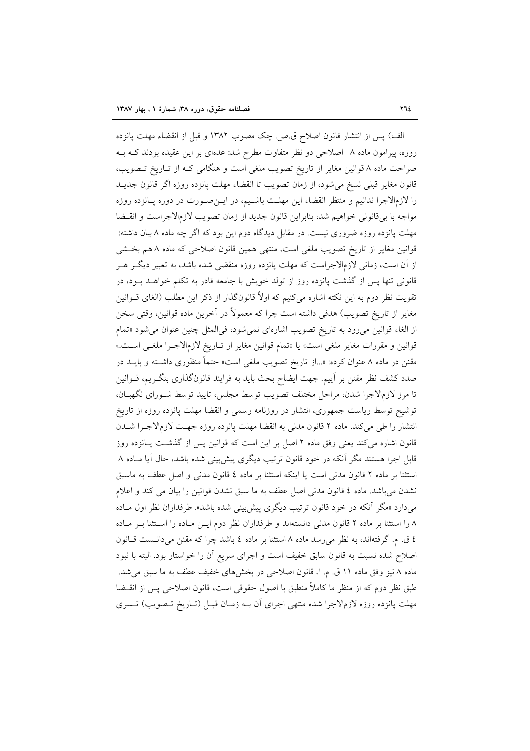الف) پس از انتشار قانون اصلاح ق.ص. چک مصوب ۱۳۸۲ و قبل از انقضاء مهلت پانزده روزه، پیرامون ماده ۸ اصلاحی دو نظر متفاوت مطرح شد: عده‌ای بر این عقیده بودند که به صراحت ماده ۸ قوانین مغایر از تاریخ تصویب ملغی است و هنگامی که از تاریخ تصویب، قانون مغایر قبلی نسخ می‌شود، از زمان تصویب تا انقضاء مهلت پانزده روزه اگر قانون جدید را لازم‌الاجرا ندانیم و منتظر انقضاء این مهلت باشیم، در این‌صورت در دوره پانزده روزه مواجه با بی‌قانونی خواهیم شد، بنابراین قانون جدید از زمان تصویب لازم‌الاجراست و انقضا مهلت پانزده روزه ضروری نیست. در مقابل دیدگاه دوم این بود که اگر چه ماده ۸ بیان داشته: قوانین مغایر از تاریخ تصویب ملغی است، منتهی همین قانون اصلاحی که ماده ۸ هم بخشی از آن است، زمانی لازم‌الاجراست که مهلت پانزده روزه منقضی شده باشد، به تعبیر دیگر هر قانونی تنها پس از گذشت پانزده روز از تولد خویش با جامعه قادر به تکلم خواهد بود، در تقویت نظر دوم به این نکته اشاره می‌کنیم که اولاً قانونگذار از ذکر این مطلب (الغای قوانین مغایر از تاریخ تصویب) هدفی داشته است چرا که معمولاً در آخرین ماده قوانین، وقتی سخن از الغاء قوانین می‌رود به تاریخ تصویب اشاره‌ای نمی‌شود، فی‌المثل چنین عنوان می‌شود «تمام قوانین و مقررات مغایر ملغی است» یا «تمام قوانین مغایر از تاریخ لازم‌الاجرا ملغی است.» مقنن در ماده ۸ عنوان کرده: «...از تاریخ تصویب ملغی است» حتماً منظوری داشته و باید در صدد کشف نظر مقنن بر آییم. جهت ایضاح بحث باید به فرایند قانونگذاری بنگریم، قوانین تا مرز لازم‌الاجرا شدن، مراحل مختلف تصویب توسط مجلس، تایید توسط شورای نگهبان، توشیح توسط ریاست جمهوری، انتشار در روزنامه رسمی و انقضا مهلت پانزده روزه از تاریخ انتشار را طی می‌کند. ماده ۲ قانون مدنی به انقضا مهلت پانزده روزه جهت لازم‌الاجرا شدن قانون اشاره می‌کند یعنی وفق ماده ۲ اصل بر این است که قوانین پس از گذشت پانزده روز قابل اجرا هستند مگر آنکه در خود قانون ترتیب دیگری پیش‌بینی شده باشد، حال آیا ماده ۸ استثنا بر ماده ۲ قانون مدنی است یا اینکه استثنا بر ماده ٤ قانون مدنی و اصل عطف به ماسبق نشدن می‌باشد. ماده ٤ قانون مدنی اصل عطف به ما سبق نشدن قوانین را بیان می کند و اعلام می‌دارد «مگر آنکه در خود قانون ترتیب دیگری پیش‌بینی شده باشد». طرفداران نظر اول ماده ۸ را استثنا بر ماده ۲ قانون مدنی دانسته‌اند و طرفداران نظر دوم این ماده را استثنا بر ماده ٤ ق. م. گرفته‌اند، به نظر می‌رسد ماده ۸ استثنا بر ماده ٤ باشد چرا که مقنن می‌دانست قانون اصلاح شده نسبت به قانون سابق خفیف است و اجرای سریع آن را خواستار بود. البته با نبود ماده ۸ نیز وفق ماده ۱۱ ق. م. ا. قانون اصلاحی در بخش‌های خفیف عطف به ما سبق می‌شد. طبق نظر دوم که از منظر ما کاملاً منطبق با اصول حقوقی است، قانون اصلاحی پس از انقضا مهلت پانزده روزه لازم‌الاجرا شده منتهی اجرای آن به زمان قبل (تاریخ تصویب) تسری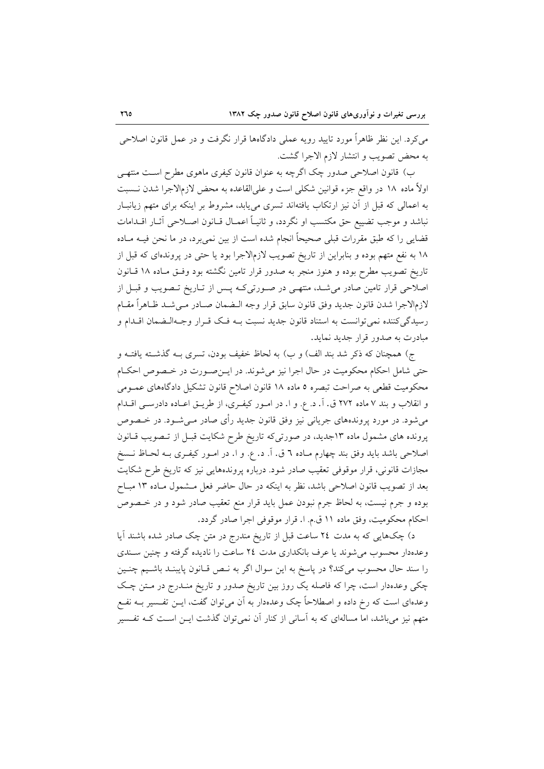می‌کرد. این نظر ظاهراً مورد تایید رویه عملی دادگاه‌ها قرار نگرفت و در عمل قانون اصلاحی به محض تصویب و انتشار لازم الاجرا گشت.

ب) قانون اصلاحی صدور چک اگرچه به عنوان قانون کیفری ماهوی مطرح است منتهی اولاً ماده ۱۸ در واقع جزء قوانین شکلی است و علی‌القاعده به محض لازم‌الاجرا شدن نسبت به اعمالی که قبل از آن نیز ارتکاب یافته‌اند تسری می‌یابد، مشروط بر اینکه برای متهم زیانبار نباشد و موجب تضییع حق مکتسب او نگردد، و ثانیاً اعمال قانون اصلاحی آثار اقدامات قضایی را که طبق مقررات قبلی صحیحاً انجام شده است از بین نمی‌برد، در ما نحن فیه ماده ۱۸ به نفع متهم بوده و بنابراین از تاریخ تصویب لازم‌الاجرا بود یا حتی در پرونده‌ای که قبل از تاریخ تصویب مطرح بوده و هنوز منجر به صدور قرار تامین نگشته بود وفق ماده ۱۸ قانون اصلاحی قرار تامین صادر می‌شد، منتهی در صورتی‌که پس از تاریخ تصویب و قبل از لازم‌الاجرا شدن قانون جدید وفق قانون سابق قرار وجه الضمان صادر می‌شد ظاهراً مقام رسیدگی‌کننده نمی‌توانست به استناد قانون جدید نسبت به فک قرار وجه‌الضمان اقدام و مبادرت به صدور قرار جدید نماید.

ج) همچنان که ذکر شد بند الف) و ب) به لحاظ خفیف بودن، تسری به گذشته یافته و حتی شامل احکام محکومیت در حال اجرا نیز می‌شوند. در این‌صورت در خصوص احکام محکومیت قطعی به صراحت تبصره ۵ ماده ۱۸ قانون اصلاح قانون تشکیل دادگاه‌های عمومی و انقلاب و بند ۷ ماده ۲۷۲ ق. آ. د. ع. و ا. در امور کیفری، از طریق اعاده دادرسی اقدام می‌شود. در مورد پرونده‌های جریانی نیز وفق قانون جدید رأی صادر می‌شود. در خصوص پرونده های مشمول ماده ۱۳جدید، در صورتی‌که تاریخ طرح شکایت قبل از تصویب قانون اصلاحی باشد باید وفق بند چهارم ماده ٦ ق. آ. د. ع. و ا. در امور کیفری به لحاظ نسخ مجازات قانونی، قرار موقوفی تعقیب صادر شود. درباره پرونده‌هایی نیز که تاریخ طرح شکایت بعد از تصویب قانون اصلاحی باشد، نظر به اینکه در حال حاضر فعل مشمول ماده ۱۳ مباح بوده و جرم نیست، به لحاظ جرم نبودن عمل باید قرار منع تعقیب صادر شود و در خصوص احکام محکومیت، وفق ماده ۱۱ ق.م. ا. قرار موقوفی اجرا صادر گردد.

د) چک‌هایی که به مدت ٢٤ ساعت قبل از تاریخ مندرج در متن چک صادر شده باشند آیا وعده‌دار محسوب می‌شوند یا عرف بانکداری مدت ٢٤ ساعت را نادیده گرفته و چنین سندی را سند حال محسوب می‌کند؟ در پاسخ به این سوال اگر به نص قانون پایبند باشیم چنین چکی وعده‌دار است، چرا که فاصله یک روز بین تاریخ صدور و تاریخ مندرج در متن چک وعده‌ای است که رخ داده و اصطلاحاً چک وعده‌دار به آن می‌توان گفت، این تفسیر به نفع متهم نیز می‌باشد، اما مساله‌ای که به آسانی از کنار آن نمی‌توان گذشت این است که تفسیر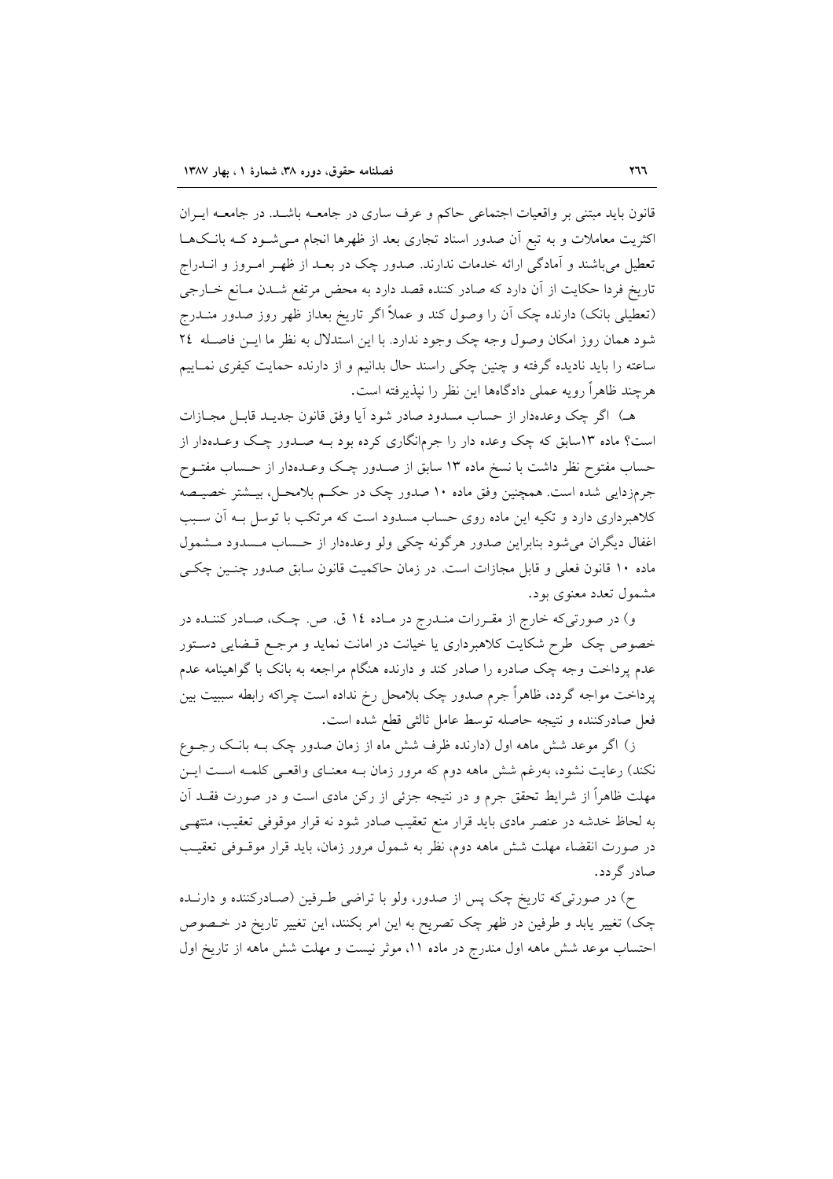قانون باید مبتنی بر واقعیات اجتماعی حاکم و عرف ساری در جامعـه باشـد. در جامعـه ایـران اکثریت معاملات و به تبع آن صدور اسناد تجاری بعد از ظهرها انجام مـی‌شـود کـه بانـک‌هـا تعطیل می‌باشند و آمادگی ارائه خدمات ندارند. صدور چک در بعـد از ظهـر امـروز و انـدراج تاریخ فردا حکایت از آن دارد که صادر کننده قصد دارد به محض مرتفع شـدن مـانع خـارجی (تعطیلی بانک) دارنده چک آن را وصول کند و عملاً اگر تاریخ بعداز ظهر روز صدور منـدرج شود همان روز امکان وصول وجه چک وجود ندارد. با این استدلال به نظر ما ایـن فاصـله ۲۴ ساعته را باید نادیده گرفته و چنین چکی راسند حال بدانیم و از دارنده حمایت کیفری نمـاییم هرچند ظاهراً رویه عملی دادگاهها این نظر را نپذیرفته است.

هـ) اگر چک وعده‌دار از حساب مسدود صادر شود آیا وفق قانون جدیـد قابـل مجـازات است؟ ماده ۱۳سابق که چک وعده دار را جرم‌انگاری کرده بود بـه صـدور چـک وعـده‌دار از حساب مفتوح نظر داشت با نسخ ماده ۱۳ سابق از صـدور چـک وعـده‌دار از حـساب مفتـوح جرم‌زدایی شده است. همچنین وفق ماده ۱۰ صدور چک در حکـم بلامحـل، بیـشتر خصیـصه کلاهبرداری دارد و تکیه این ماده روی حساب مسدود است که مرتکب با توسل بـه آن سـبب اغفال دیگران می‌شود بنابراین صدور هرگونه چکی ولو وعده‌دار از حـساب مـسدود مـشمول ماده ۱۰ قانون فعلی و قابل مجازات است. در زمان حاکمیت قانون سابق صدور چنـین چکـی مشمول تعدد معنوی بود.

و) در صورتی‌که خارج از مقـررات منـدرج در مـاده ۱۴ ق. ص. چـک، صـادر کننـده در خصوص چک طرح شکایت کلاهبرداری یا خیانت در امانت نماید و مرجـع قـضایی دسـتور عدم پرداخت وجه چک صادره را صادر کند و دارنده هنگام مراجعه به بانک با گواهینامه عدم پرداخت مواجه گردد، ظاهراً جرم صدور چک بلامحل رخ نداده است چراکه رابطه سببیت بین فعل صادرکننده و نتیجه حاصله توسط عامل ثالثی قطع شده است.

ز) اگر موعد شش ماهه اول (دارنده ظرف شش ماه از زمان صدور چک بـه بانـک رجـوع نکند) رعایت نشود، به‌رغم شش ماهه دوم که مرور زمان بـه معنـای واقعـی کلمـه اسـت ایـن مهلت ظاهراً از شرایط تحقق جرم و در نتیجه جزئی از رکن مادی است و در صورت فقـد آن به لحاظ خدشه در عنصر مادی باید قرار منع تعقیب صادر شود نه قرار موقوفی تعقیب، منتهـی در صورت انقضاء مهلت شش ماهه دوم، نظر به شمول مرور زمان، باید قرار موقـوفی تعقیـب صادر گردد.

ح) در صورتی‌که تاریخ چک پس از صدور، ولو با تراضی طـرفین (صـادرکننده و دارنـده چک) تغییر یابد و طرفین در ظهر چک تصریح به این امر بکنند، این تغییر تاریخ در خـصوص احتساب موعد شش ماهه اول مندرج در ماده ۱۱، موثر نیست و مهلت شش ماهه از تاریخ اول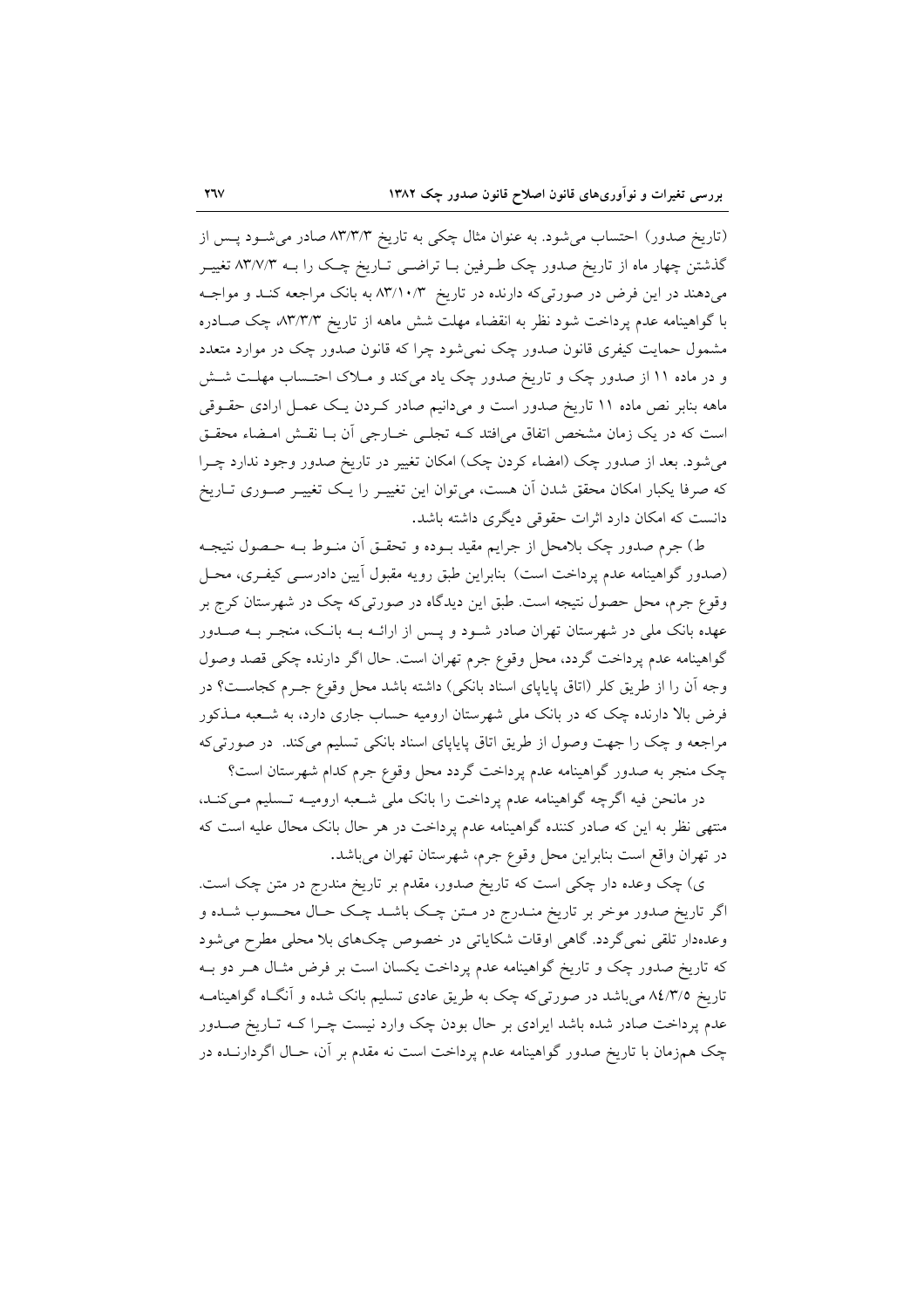(تاریخ صدور) احتساب می‌شود. به عنوان مثال چکی به تاریخ ۸۳/۳/۳ صادر می‌شود پس از گذشتن چهار ماه از تاریخ صدور چک طرفین با تراضی تاریخ چک را به ۸۳/۷/۳ تغییر می‌دهند در این فرض در صورتی‌که دارنده در تاریخ ۸۳/۱۰/۳ به بانک مراجعه کند و مواجه با گواهینامه عدم پرداخت شود نظر به انقضاء مهلت شش ماهه از تاریخ ۸۳/۳/۳، چک صادره مشمول حمایت کیفری قانون صدور چک نمی‌شود چرا که قانون صدور چک در موارد متعدد و در ماده ۱۱ از صدور چک و تاریخ صدور چک یاد می‌کند و ملاک احتساب مهلت شش ماهه بنابر نص ماده ۱۱ تاریخ صدور است و می‌دانیم صادر کردن یک عمل ارادی حقوقی است که در یک زمان مشخص اتفاق می‌افتد که تجلی خارجی آن با نقش امضاء محقق می‌شود. بعد از صدور چک (امضاء کردن چک) امکان تغییر در تاریخ صدور وجود ندارد چرا که صرفا یکبار امکان محقق شدن آن هست، می‌توان این تغییر را یک تغییر صوری تاریخ دانست که امکان دارد اثرات حقوقی دیگری داشته باشد.

ط) جرم صدور چک بلامحل از جرایم مقید بوده و تحقق آن منوط به حصول نتیجه (صدور گواهینامه عدم پرداخت است) بنابراین طبق رویه مقبول آیین دادرسی کیفری، محل وقوع جرم، محل حصول نتیجه است. طبق این دیدگاه در صورتی‌که چک در شهرستان کرج بر عهده بانک ملی در شهرستان تهران صادر شود و پس از ارائه به بانک، منجر به صدور گواهینامه عدم پرداخت گردد، محل وقوع جرم تهران است. حال اگر دارنده چکی قصد وصول وجه آن را از طریق کلر (اتاق پایاپای اسناد بانکی) داشته باشد محل وقوع جرم کجاست؟ در فرض بالا دارنده چک که در بانک ملی شهرستان ارومیه حساب جاری دارد، به شعبه مذکور مراجعه و چک را جهت وصول از طریق اتاق پایاپای اسناد بانکی تسلیم می‌کند. در صورتی‌که چک منجر به صدور گواهینامه عدم پرداخت گردد محل وقوع جرم کدام شهرستان است؟

در مانحن فیه اگرچه گواهینامه عدم پرداخت را بانک ملی شعبه ارومیه تسلیم می‌کند، منتهی نظر به این که صادر کننده گواهینامه عدم پرداخت در هر حال بانک محال علیه است که در تهران واقع است بنابراین محل وقوع جرم، شهرستان تهران می‌باشد.

ی) چک وعده دار چکی است که تاریخ صدور، مقدم بر تاریخ مندرج در متن چک است. اگر تاریخ صدور موخر بر تاریخ مندرج در متن چک باشد چک حال محسوب شده و وعده‌دار تلقی نمی‌گردد. گاهی اوقات شکایاتی در خصوص چک‌های بلا محلی مطرح می‌شود که تاریخ صدور چک و تاریخ گواهینامه عدم پرداخت یکسان است بر فرض مثال هر دو به تاریخ ۸٤/۳/۵ می‌باشد در صورتی‌که چک به طریق عادی تسلیم بانک شده و آنگاه گواهینامه عدم پرداخت صادر شده باشد ایرادی بر حال بودن چک وارد نیست چرا که تاریخ صدور چک همزمان با تاریخ صدور گواهینامه عدم پرداخت است نه مقدم بر آن، حال اگر دارنده در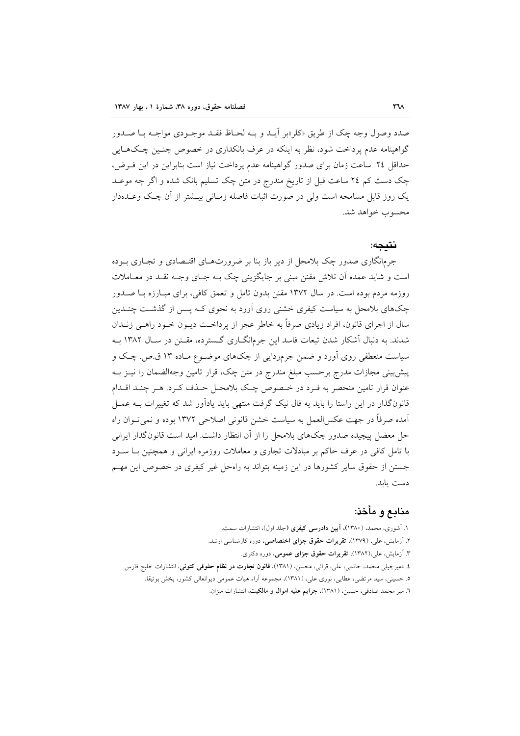صدد وصول وجه چک از طریق «کلر»بر آید و به لحاظ فقد موجودی مواجه با صدور گواهینامه عدم پرداخت شود، نظر به اینکه در عرف بانکداری در خصوص چنین چک‌هایی حداقل ۲۴ ساعت زمان برای صدور گواهینامه عدم پرداخت نیاز است بنابراین در این فرض، چک دست کم ۲۴ ساعت قبل از تاریخ مندرج در متن چک تسلیم بانک شده و اگر چه موعد یک روز قابل مسامحه است ولی در صورت اثبات فاصله زمانی بیشتر از آن چک وعده‌دار محسوب خواهد شد.

## نتیجه:

جرم‌انگاری صدور چک بلامحل از دیر باز بنا بر ضرورت‌های اقتصادی و تجاری بوده است و شاید عمده آن تلاش مقنن مبنی بر جایگزینی چک به جای وجه نقد در معاملات روزمره مردم بوده است. در سال ۱۳۷۲ مقنن بدون تامل و تعمق کافی، برای مبارزه با صدور چک‌های بلامحل به سیاست کیفری خشنی روی آورد به نحوی که پس از گذشت چندین سال از اجرای قانون، افراد زیادی صرفاً به خاطر عجز از پرداخت دیون خود راهی زندان شدند. به دنبال آشکار شدن تبعات فاسد این جرم‌انگاری گسترده، مقنن در سال ۱۳۸۲ به سیاست منعطفی روی آورد و ضمن جرم‌زدایی از چک‌های موضوع ماده ۱۳ ق.ص. چک و پیش‌بینی مجازات مدرج برحسب مبلغ مندرج در متن چک، قرار تامین وجه‌الضمان را نیز به عنوان قرار تامین منحصر به فرد در خصوص چک بلامحل حذف کرد. هر چند اقدام قانونگذار در این راستا را باید به فال نیک گرفت منتهی باید یادآور شد که تغییرات به عمل آمده صرفاً در جهت عکس‌العمل به سیاست خشن قانونی اصلاحی ۱۳۷۲ بوده و نمی‌توان راه حل معضل پیچیده صدور چک‌های بلامحل را از آن انتظار داشت. امید است قانونگذار ایرانی با تامل کافی در عرف حاکم بر مبادلات تجاری و معاملات روزمره ایرانی و همچنین با سود جستن از حقوق سایر کشورها در این زمینه بتواند به راه‌حل غیر کیفری در خصوص این مهم دست یابد.

## منابع و مأخذ:

۱. آشوری، محمد، (۱۳۸۰)، **آیین دادرسی کیفری** (جلد اول)، انتشارات سمت.
۲. آزمایش، علی، (۱۳۷۹)، **تقریرات حقوق جزای اختصاصی**، دوره کارشناسی ارشد.
۳. آزمایش، علی،(۱۳۸۲)، **تقریرات حقوق جزای عمومی**، دوره دکتری.
۴. دمیرچیلی محمد، حاتمی، علی، قرائی، محسن، (۱۳۸۱)، **قانون تجارت در نظام حقوقی کنونی**، انتشارات خلیج فارس.
۵. حسینی، سید مرتضی، عطایی، نوری علی، (۱۳۸۱)، مجموعه آراء هیات عمومی دیوانعالی کشور، پخش بوتیقا.
۶. میر محمد صادقی، حسین، (۱۳۸۱)، **جرایم علیه اموال و مالکیت**، انتشارات میزان.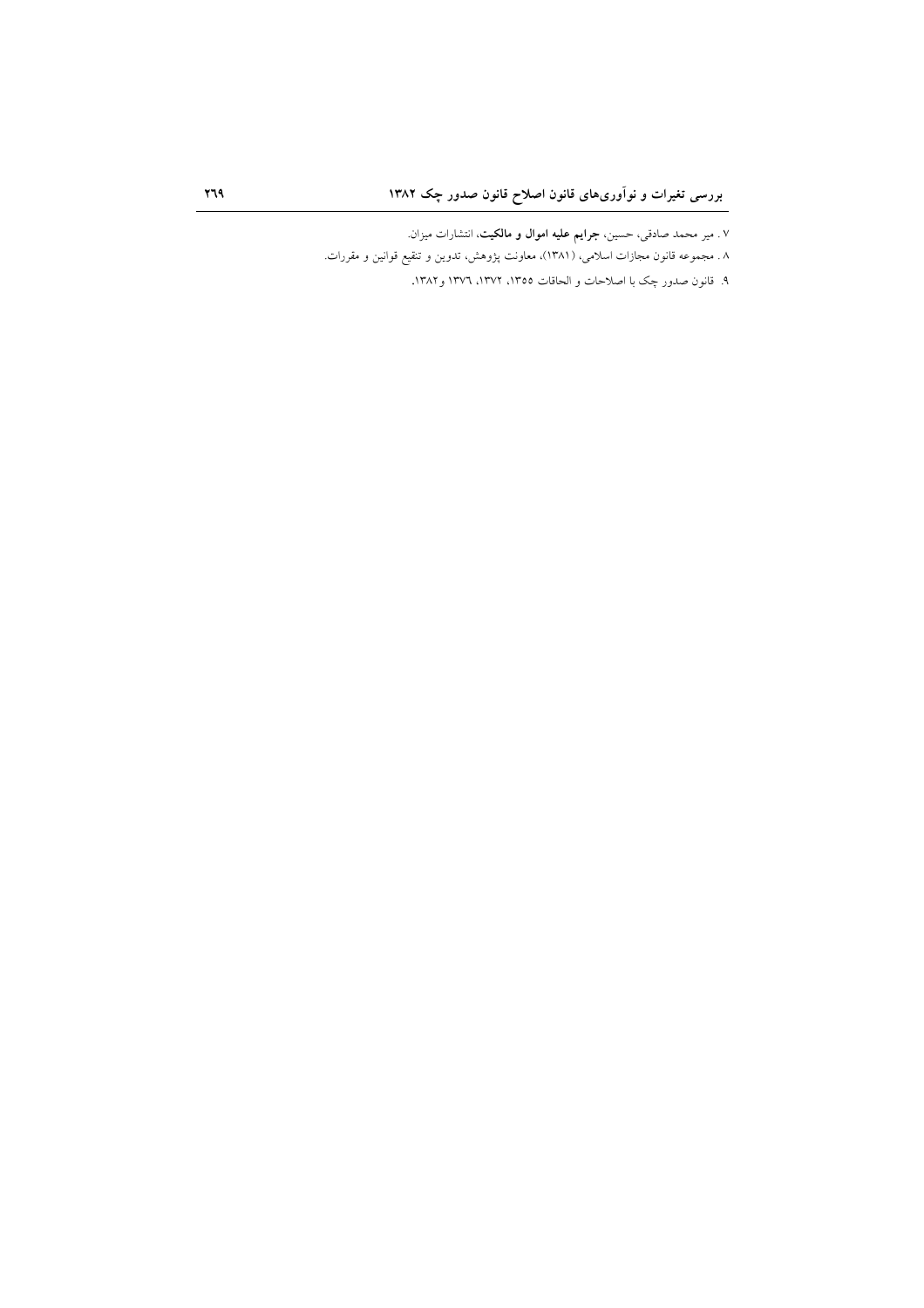۷. میر محمد صادقی، حسین، **جرایم علیه اموال و مالکیت**، انتشارات میزان.

۸. مجموعه قانون مجازات اسلامی، (۱۳۸۱)، معاونت پژوهش، تدوین و تنقیح قوانین و مقررات.

۹. قانون صدور چک با اصلاحات و الحاقات ۱۳۵۵، ۱۳۷۲، ۱۳۷۶ و۱۳۸۲.